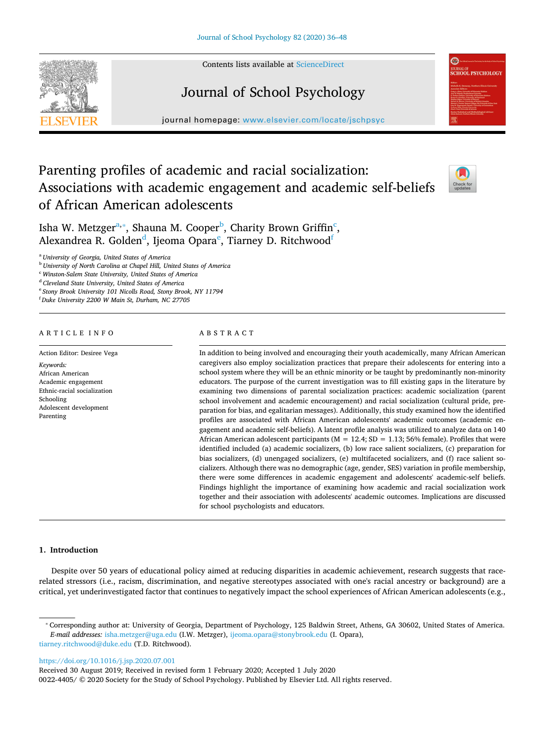Contents lists available at ScienceDirect

# Journal of School Psychology

journal homepage: www.elsevier.com/locate/jschpsyc

# Parenting profiles of academic and racial socialization: Associations with academic engagement and academic self-beliefs of African American adolescents

Isha W. Metzger[a,*], Shauna M. Cooper[b], Charity Brown Griffin[c], Alexandrea R. Golden[d], Ijeoma Opara[e], Tiarney D. Ritchwood[f]

[a] University of Georgia, United States of America
[b] University of North Carolina at Chapel Hill, United States of America
[c] Winston-Salem State University, United States of America
[d] Cleveland State University, United States of America
[e] Stony Brook University 101 Nicolls Road, Stony Brook, NY 11794
[f] Duke University 2200 W Main St, Durham, NC 27705

## ARTICLE INFO

Action Editor: Desiree Vega

*Keywords:*
African American
Academic engagement
Ethnic-racial socialization
Schooling
Adolescent development
Parenting

## ABSTRACT

In addition to being involved and encouraging their youth academically, many African American caregivers also employ socialization practices that prepare their adolescents for entering into a school system where they will be an ethnic minority or be taught by predominantly non-minority educators. The purpose of the current investigation was to fill existing gaps in the literature by examining two dimensions of parental socialization practices: academic socialization (parent school involvement and academic encouragement) and racial socialization (cultural pride, preparation for bias, and egalitarian messages). Additionally, this study examined how the identified profiles are associated with African American adolescents' academic outcomes (academic engagement and academic self-beliefs). A latent profile analysis was utilized to analyze data on 140 African American adolescent participants (M = 12.4; SD = 1.13; 56% female). Profiles that were identified included (a) academic socializers, (b) low race salient socializers, (c) preparation for bias socializers, (d) unengaged socializers, (e) multifaceted socializers, and (f) race salient socializers. Although there was no demographic (age, gender, SES) variation in profile membership, there were some differences in academic engagement and adolescents' academic-self beliefs. Findings highlight the importance of examining how academic and racial socialization work together and their association with adolescents' academic outcomes. Implications are discussed for school psychologists and educators.

## 1. Introduction

Despite over 50 years of educational policy aimed at reducing disparities in academic achievement, research suggests that race-related stressors (i.e., racism, discrimination, and negative stereotypes associated with one's racial ancestry or background) are a critical, yet underinvestigated factor that continues to negatively impact the school experiences of African American adolescents (e.g.,

* Corresponding author at: University of Georgia, Department of Psychology, 125 Baldwin Street, Athens, GA 30602, United States of America.
*E-mail addresses:* isha.metzger@uga.edu (I.W. Metzger), ijeoma.opara@stonybrook.edu (I. Opara), tiarney.ritchwood@duke.edu (T.D. Ritchwood).

https://doi.org/10.1016/j.jsp.2020.07.001
Received 30 August 2019; Received in revised form 1 February 2020; Accepted 1 July 2020
0022-4405/ © 2020 Society for the Study of School Psychology. Published by Elsevier Ltd. All rights reserved.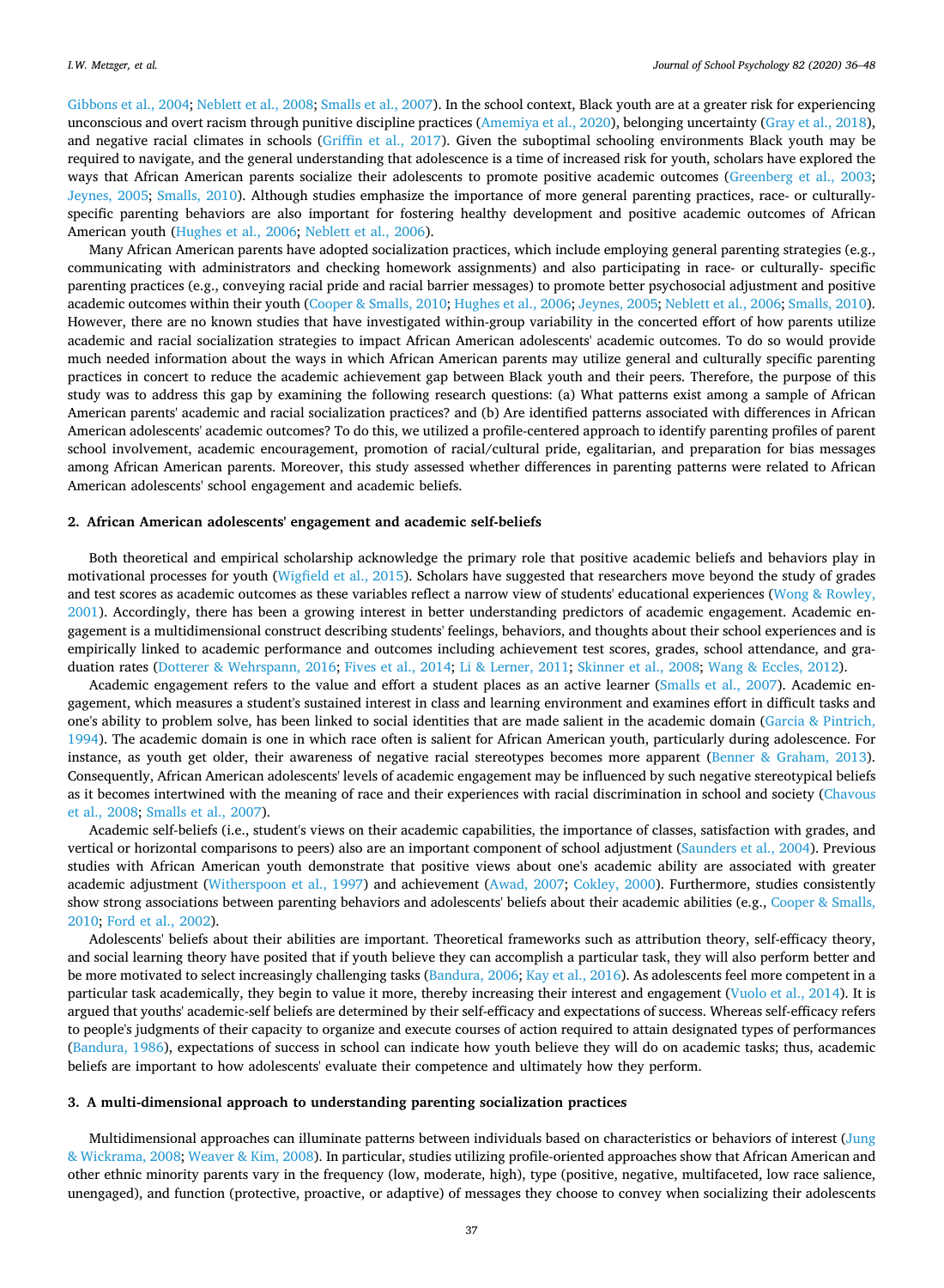Gibbons et al., 2004; Neblett et al., 2008; Smalls et al., 2007). In the school context, Black youth are at a greater risk for experiencing unconscious and overt racism through punitive discipline practices (Amemiya et al., 2020), belonging uncertainty (Gray et al., 2018), and negative racial climates in schools (Griffin et al., 2017). Given the suboptimal schooling environments Black youth may be required to navigate, and the general understanding that adolescence is a time of increased risk for youth, scholars have explored the ways that African American parents socialize their adolescents to promote positive academic outcomes (Greenberg et al., 2003; Jeynes, 2005; Smalls, 2010). Although studies emphasize the importance of more general parenting practices, race- or culturally-specific parenting behaviors are also important for fostering healthy development and positive academic outcomes of African American youth (Hughes et al., 2006; Neblett et al., 2006).

Many African American parents have adopted socialization practices, which include employing general parenting strategies (e.g., communicating with administrators and checking homework assignments) and also participating in race- or culturally- specific parenting practices (e.g., conveying racial pride and racial barrier messages) to promote better psychosocial adjustment and positive academic outcomes within their youth (Cooper & Smalls, 2010; Hughes et al., 2006; Jeynes, 2005; Neblett et al., 2006; Smalls, 2010). However, there are no known studies that have investigated within-group variability in the concerted effort of how parents utilize academic and racial socialization strategies to impact African American adolescents' academic outcomes. To do so would provide much needed information about the ways in which African American parents may utilize general and culturally specific parenting practices in concert to reduce the academic achievement gap between Black youth and their peers. Therefore, the purpose of this study was to address this gap by examining the following research questions: (a) What patterns exist among a sample of African American parents' academic and racial socialization practices? and (b) Are identified patterns associated with differences in African American adolescents' academic outcomes? To do this, we utilized a profile-centered approach to identify parenting profiles of parent school involvement, academic encouragement, promotion of racial/cultural pride, egalitarian, and preparation for bias messages among African American parents. Moreover, this study assessed whether differences in parenting patterns were related to African American adolescents' school engagement and academic beliefs.

## 2. African American adolescents' engagement and academic self-beliefs

Both theoretical and empirical scholarship acknowledge the primary role that positive academic beliefs and behaviors play in motivational processes for youth (Wigfield et al., 2015). Scholars have suggested that researchers move beyond the study of grades and test scores as academic outcomes as these variables reflect a narrow view of students' educational experiences (Wong & Rowley, 2001). Accordingly, there has been a growing interest in better understanding predictors of academic engagement. Academic engagement is a multidimensional construct describing students' feelings, behaviors, and thoughts about their school experiences and is empirically linked to academic performance and outcomes including achievement test scores, grades, school attendance, and graduation rates (Dotterer & Wehrspann, 2016; Fives et al., 2014; Li & Lerner, 2011; Skinner et al., 2008; Wang & Eccles, 2012).

Academic engagement refers to the value and effort a student places as an active learner (Smalls et al., 2007). Academic engagement, which measures a student's sustained interest in class and learning environment and examines effort in difficult tasks and one's ability to problem solve, has been linked to social identities that are made salient in the academic domain (Garcia & Pintrich, 1994). The academic domain is one in which race often is salient for African American youth, particularly during adolescence. For instance, as youth get older, their awareness of negative racial stereotypes becomes more apparent (Benner & Graham, 2013). Consequently, African American adolescents' levels of academic engagement may be influenced by such negative stereotypical beliefs as it becomes intertwined with the meaning of race and their experiences with racial discrimination in school and society (Chavous et al., 2008; Smalls et al., 2007).

Academic self-beliefs (i.e., student's views on their academic capabilities, the importance of classes, satisfaction with grades, and vertical or horizontal comparisons to peers) also are an important component of school adjustment (Saunders et al., 2004). Previous studies with African American youth demonstrate that positive views about one's academic ability are associated with greater academic adjustment (Witherspoon et al., 1997) and achievement (Awad, 2007; Cokley, 2000). Furthermore, studies consistently show strong associations between parenting behaviors and adolescents' beliefs about their academic abilities (e.g., Cooper & Smalls, 2010; Ford et al., 2002).

Adolescents' beliefs about their abilities are important. Theoretical frameworks such as attribution theory, self-efficacy theory, and social learning theory have posited that if youth believe they can accomplish a particular task, they will also perform better and be more motivated to select increasingly challenging tasks (Bandura, 2006; Kay et al., 2016). As adolescents feel more competent in a particular task academically, they begin to value it more, thereby increasing their interest and engagement (Vuolo et al., 2014). It is argued that youths' academic-self beliefs are determined by their self-efficacy and expectations of success. Whereas self-efficacy refers to people's judgments of their capacity to organize and execute courses of action required to attain designated types of performances (Bandura, 1986), expectations of success in school can indicate how youth believe they will do on academic tasks; thus, academic beliefs are important to how adolescents' evaluate their competence and ultimately how they perform.

## 3. A multi-dimensional approach to understanding parenting socialization practices

Multidimensional approaches can illuminate patterns between individuals based on characteristics or behaviors of interest (Jung & Wickrama, 2008; Weaver & Kim, 2008). In particular, studies utilizing profile-oriented approaches show that African American and other ethnic minority parents vary in the frequency (low, moderate, high), type (positive, negative, multifaceted, low race salience, unengaged), and function (protective, proactive, or adaptive) of messages they choose to convey when socializing their adolescents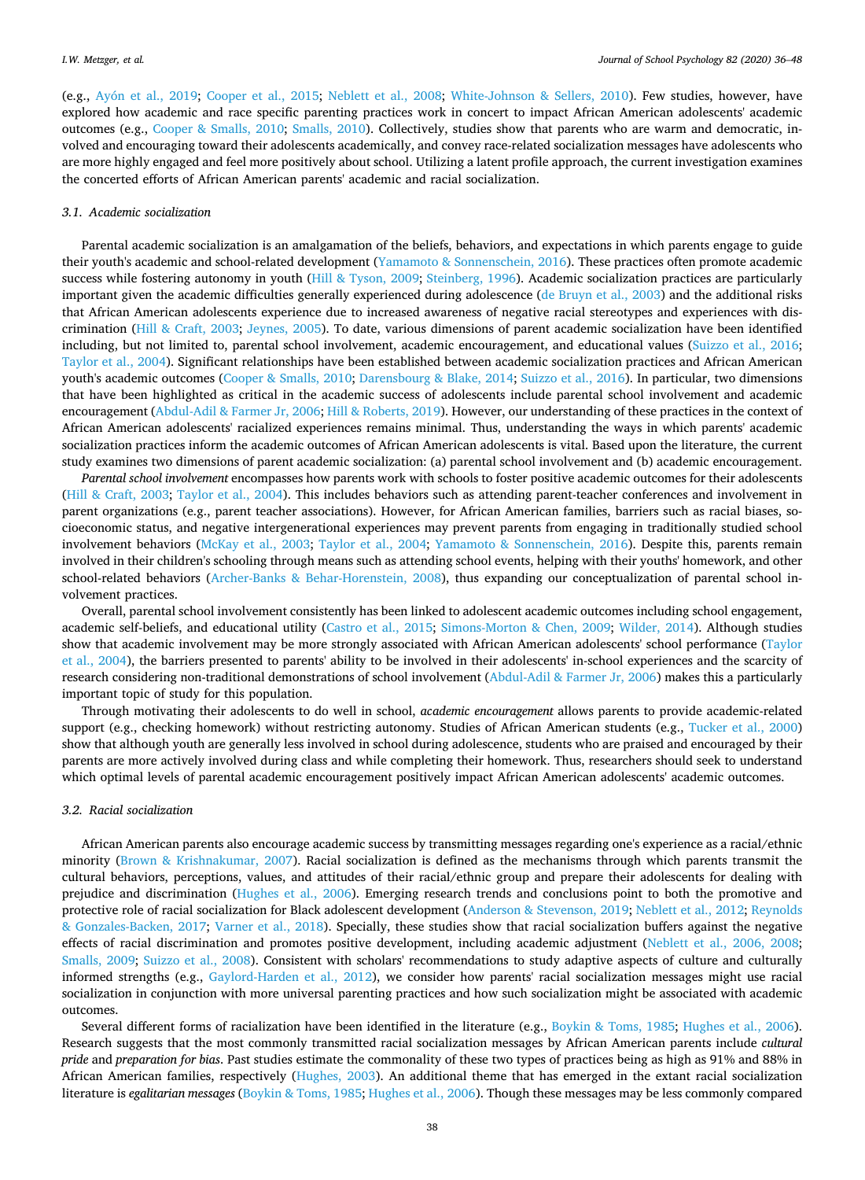(e.g., Ayón et al., 2019; Cooper et al., 2015; Neblett et al., 2008; White-Johnson & Sellers, 2010). Few studies, however, have explored how academic and race specific parenting practices work in concert to impact African American adolescents' academic outcomes (e.g., Cooper & Smalls, 2010; Smalls, 2010). Collectively, studies show that parents who are warm and democratic, involved and encouraging toward their adolescents academically, and convey race-related socialization messages have adolescents who are more highly engaged and feel more positively about school. Utilizing a latent profile approach, the current investigation examines the concerted efforts of African American parents' academic and racial socialization.

### 3.1. Academic socialization

Parental academic socialization is an amalgamation of the beliefs, behaviors, and expectations in which parents engage to guide their youth's academic and school-related development (Yamamoto & Sonnenschein, 2016). These practices often promote academic success while fostering autonomy in youth (Hill & Tyson, 2009; Steinberg, 1996). Academic socialization practices are particularly important given the academic difficulties generally experienced during adolescence (de Bruyn et al., 2003) and the additional risks that African American adolescents experience due to increased awareness of negative racial stereotypes and experiences with discrimination (Hill & Craft, 2003; Jeynes, 2005). To date, various dimensions of parent academic socialization have been identified including, but not limited to, parental school involvement, academic encouragement, and educational values (Suizzo et al., 2016; Taylor et al., 2004). Significant relationships have been established between academic socialization practices and African American youth's academic outcomes (Cooper & Smalls, 2010; Darensbourg & Blake, 2014; Suizzo et al., 2016). In particular, two dimensions that have been highlighted as critical in the academic success of adolescents include parental school involvement and academic encouragement (Abdul-Adil & Farmer Jr, 2006; Hill & Roberts, 2019). However, our understanding of these practices in the context of African American adolescents' racialized experiences remains minimal. Thus, understanding the ways in which parents' academic socialization practices inform the academic outcomes of African American adolescents is vital. Based upon the literature, the current study examines two dimensions of parent academic socialization: (a) parental school involvement and (b) academic encouragement.

*Parental school involvement* encompasses how parents work with schools to foster positive academic outcomes for their adolescents (Hill & Craft, 2003; Taylor et al., 2004). This includes behaviors such as attending parent-teacher conferences and involvement in parent organizations (e.g., parent teacher associations). However, for African American families, barriers such as racial biases, socioeconomic status, and negative intergenerational experiences may prevent parents from engaging in traditionally studied school involvement behaviors (McKay et al., 2003; Taylor et al., 2004; Yamamoto & Sonnenschein, 2016). Despite this, parents remain involved in their children's schooling through means such as attending school events, helping with their youths' homework, and other school-related behaviors (Archer-Banks & Behar-Horenstein, 2008), thus expanding our conceptualization of parental school involvement practices.

Overall, parental school involvement consistently has been linked to adolescent academic outcomes including school engagement, academic self-beliefs, and educational utility (Castro et al., 2015; Simons-Morton & Chen, 2009; Wilder, 2014). Although studies show that academic involvement may be more strongly associated with African American adolescents' school performance (Taylor et al., 2004), the barriers presented to parents' ability to be involved in their adolescents' in-school experiences and the scarcity of research considering non-traditional demonstrations of school involvement (Abdul-Adil & Farmer Jr, 2006) makes this a particularly important topic of study for this population.

Through motivating their adolescents to do well in school, *academic encouragement* allows parents to provide academic-related support (e.g., checking homework) without restricting autonomy. Studies of African American students (e.g., Tucker et al., 2000) show that although youth are generally less involved in school during adolescence, students who are praised and encouraged by their parents are more actively involved during class and while completing their homework. Thus, researchers should seek to understand which optimal levels of parental academic encouragement positively impact African American adolescents' academic outcomes.

### 3.2. Racial socialization

African American parents also encourage academic success by transmitting messages regarding one's experience as a racial/ethnic minority (Brown & Krishnakumar, 2007). Racial socialization is defined as the mechanisms through which parents transmit the cultural behaviors, perceptions, values, and attitudes of their racial/ethnic group and prepare their adolescents for dealing with prejudice and discrimination (Hughes et al., 2006). Emerging research trends and conclusions point to both the promotive and protective role of racial socialization for Black adolescent development (Anderson & Stevenson, 2019; Neblett et al., 2012; Reynolds & Gonzales-Backen, 2017; Varner et al., 2018). Specially, these studies show that racial socialization buffers against the negative effects of racial discrimination and promotes positive development, including academic adjustment (Neblett et al., 2006, 2008; Smalls, 2009; Suizzo et al., 2008). Consistent with scholars' recommendations to study adaptive aspects of culture and culturally informed strengths (e.g., Gaylord-Harden et al., 2012), we consider how parents' racial socialization messages might use racial socialization in conjunction with more universal parenting practices and how such socialization might be associated with academic outcomes.

Several different forms of racialization have been identified in the literature (e.g., Boykin & Toms, 1985; Hughes et al., 2006). Research suggests that the most commonly transmitted racial socialization messages by African American parents include *cultural pride* and *preparation for bias*. Past studies estimate the commonality of these two types of practices being as high as 91% and 88% in African American families, respectively (Hughes, 2003). An additional theme that has emerged in the extant racial socialization literature is *egalitarian messages* (Boykin & Toms, 1985; Hughes et al., 2006). Though these messages may be less commonly compared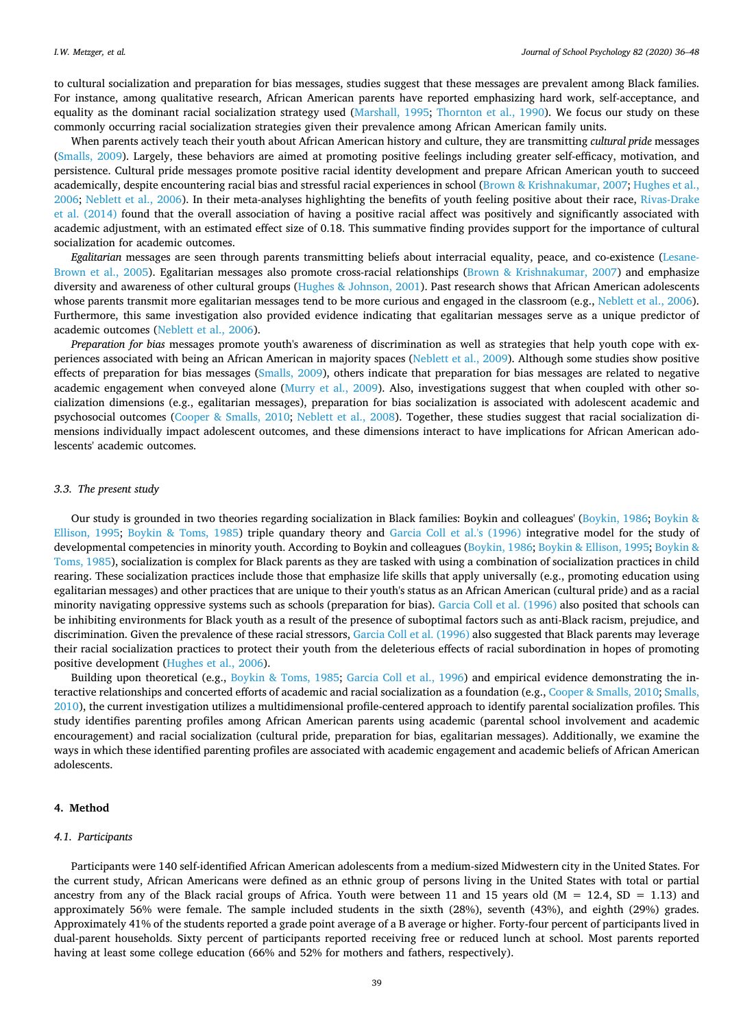to cultural socialization and preparation for bias messages, studies suggest that these messages are prevalent among Black families. For instance, among qualitative research, African American parents have reported emphasizing hard work, self-acceptance, and equality as the dominant racial socialization strategy used (Marshall, 1995; Thornton et al., 1990). We focus our study on these commonly occurring racial socialization strategies given their prevalence among African American family units.

When parents actively teach their youth about African American history and culture, they are transmitting *cultural pride* messages (Smalls, 2009). Largely, these behaviors are aimed at promoting positive feelings including greater self-efficacy, motivation, and persistence. Cultural pride messages promote positive racial identity development and prepare African American youth to succeed academically, despite encountering racial bias and stressful racial experiences in school (Brown & Krishnakumar, 2007; Hughes et al., 2006; Neblett et al., 2006). In their meta-analyses highlighting the benefits of youth feeling positive about their race, Rivas-Drake et al. (2014) found that the overall association of having a positive racial affect was positively and significantly associated with academic adjustment, with an estimated effect size of 0.18. This summative finding provides support for the importance of cultural socialization for academic outcomes.

*Egalitarian* messages are seen through parents transmitting beliefs about interracial equality, peace, and co-existence (Lesane-Brown et al., 2005). Egalitarian messages also promote cross-racial relationships (Brown & Krishnakumar, 2007) and emphasize diversity and awareness of other cultural groups (Hughes & Johnson, 2001). Past research shows that African American adolescents whose parents transmit more egalitarian messages tend to be more curious and engaged in the classroom (e.g., Neblett et al., 2006). Furthermore, this same investigation also provided evidence indicating that egalitarian messages serve as a unique predictor of academic outcomes (Neblett et al., 2006).

*Preparation for bias* messages promote youth's awareness of discrimination as well as strategies that help youth cope with experiences associated with being an African American in majority spaces (Neblett et al., 2009). Although some studies show positive effects of preparation for bias messages (Smalls, 2009), others indicate that preparation for bias messages are related to negative academic engagement when conveyed alone (Murry et al., 2009). Also, investigations suggest that when coupled with other socialization dimensions (e.g., egalitarian messages), preparation for bias socialization is associated with adolescent academic and psychosocial outcomes (Cooper & Smalls, 2010; Neblett et al., 2008). Together, these studies suggest that racial socialization dimensions individually impact adolescent outcomes, and these dimensions interact to have implications for African American adolescents' academic outcomes.

### 3.3. The present study

Our study is grounded in two theories regarding socialization in Black families: Boykin and colleagues' (Boykin, 1986; Boykin & Ellison, 1995; Boykin & Toms, 1985) triple quandary theory and Garcia Coll et al.'s (1996) integrative model for the study of developmental competencies in minority youth. According to Boykin and colleagues (Boykin, 1986; Boykin & Ellison, 1995; Boykin & Toms, 1985), socialization is complex for Black parents as they are tasked with using a combination of socialization practices in child rearing. These socialization practices include those that emphasize life skills that apply universally (e.g., promoting education using egalitarian messages) and other practices that are unique to their youth's status as an African American (cultural pride) and as a racial minority navigating oppressive systems such as schools (preparation for bias). Garcia Coll et al. (1996) also posited that schools can be inhibiting environments for Black youth as a result of the presence of suboptimal factors such as anti-Black racism, prejudice, and discrimination. Given the prevalence of these racial stressors, Garcia Coll et al. (1996) also suggested that Black parents may leverage their racial socialization practices to protect their youth from the deleterious effects of racial subordination in hopes of promoting positive development (Hughes et al., 2006).

Building upon theoretical (e.g., Boykin & Toms, 1985; Garcia Coll et al., 1996) and empirical evidence demonstrating the interactive relationships and concerted efforts of academic and racial socialization as a foundation (e.g., Cooper & Smalls, 2010; Smalls, 2010), the current investigation utilizes a multidimensional profile-centered approach to identify parental socialization profiles. This study identifies parenting profiles among African American parents using academic (parental school involvement and academic encouragement) and racial socialization (cultural pride, preparation for bias, egalitarian messages). Additionally, we examine the ways in which these identified parenting profiles are associated with academic engagement and academic beliefs of African American adolescents.

## 4. Method

### 4.1. Participants

Participants were 140 self-identified African American adolescents from a medium-sized Midwestern city in the United States. For the current study, African Americans were defined as an ethnic group of persons living in the United States with total or partial ancestry from any of the Black racial groups of Africa. Youth were between 11 and 15 years old ($M = 12.4$, $SD = 1.13$) and approximately 56% were female. The sample included students in the sixth (28%), seventh (43%), and eighth (29%) grades. Approximately 41% of the students reported a grade point average of a B average or higher. Forty-four percent of participants lived in dual-parent households. Sixty percent of participants reported receiving free or reduced lunch at school. Most parents reported having at least some college education (66% and 52% for mothers and fathers, respectively).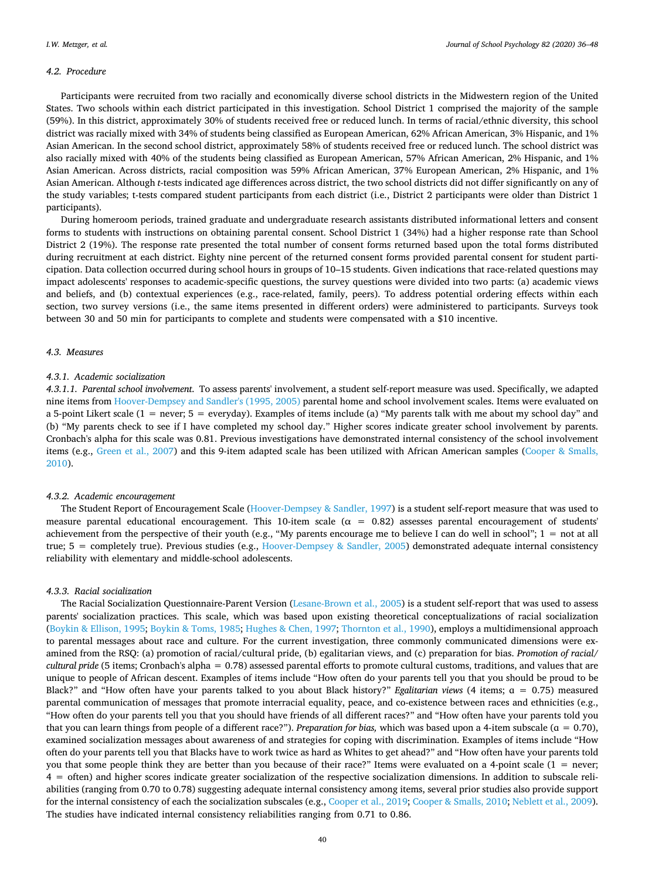### 4.2. Procedure

Participants were recruited from two racially and economically diverse school districts in the Midwestern region of the United States. Two schools within each district participated in this investigation. School District 1 comprised the majority of the sample (59%). In this district, approximately 30% of students received free or reduced lunch. In terms of racial/ethnic diversity, this school district was racially mixed with 34% of students being classified as European American, 62% African American, 3% Hispanic, and 1% Asian American. In the second school district, approximately 58% of students received free or reduced lunch. The school district was also racially mixed with 40% of the students being classified as European American, 57% African American, 2% Hispanic, and 1% Asian American. Across districts, racial composition was 59% African American, 37% European American, 2% Hispanic, and 1% Asian American. Although *t*-tests indicated age differences across district, the two school districts did not differ significantly on any of the study variables; t-tests compared student participants from each district (i.e., District 2 participants were older than District 1 participants).

During homeroom periods, trained graduate and undergraduate research assistants distributed informational letters and consent forms to students with instructions on obtaining parental consent. School District 1 (34%) had a higher response rate than School District 2 (19%). The response rate presented the total number of consent forms returned based upon the total forms distributed during recruitment at each district. Eighty nine percent of the returned consent forms provided parental consent for student participation. Data collection occurred during school hours in groups of 10–15 students. Given indications that race-related questions may impact adolescents' responses to academic-specific questions, the survey questions were divided into two parts: (a) academic views and beliefs, and (b) contextual experiences (e.g., race-related, family, peers). To address potential ordering effects within each section, two survey versions (i.e., the same items presented in different orders) were administered to participants. Surveys took between 30 and 50 min for participants to complete and students were compensated with a $10 incentive.

### 4.3. Measures

#### 4.3.1. Academic socialization

*4.3.1.1. Parental school involvement.* To assess parents' involvement, a student self-report measure was used. Specifically, we adapted nine items from Hoover-Dempsey and Sandler's (1995, 2005) parental home and school involvement scales. Items were evaluated on a 5-point Likert scale (1 = never; 5 = everyday). Examples of items include (a) "My parents talk with me about my school day" and (b) "My parents check to see if I have completed my school day." Higher scores indicate greater school involvement by parents. Cronbach's alpha for this scale was 0.81. Previous investigations have demonstrated internal consistency of the school involvement items (e.g., Green et al., 2007) and this 9-item adapted scale has been utilized with African American samples (Cooper & Smalls, 2010).

#### 4.3.2. Academic encouragement

The Student Report of Encouragement Scale (Hoover-Dempsey & Sandler, 1997) is a student self-report measure that was used to measure parental educational encouragement. This 10-item scale ($\alpha$ = 0.82) assesses parental encouragement of students' achievement from the perspective of their youth (e.g., "My parents encourage me to believe I can do well in school"; 1 = not at all true; 5 = completely true). Previous studies (e.g., Hoover-Dempsey & Sandler, 2005) demonstrated adequate internal consistency reliability with elementary and middle-school adolescents.

#### 4.3.3. Racial socialization

The Racial Socialization Questionnaire-Parent Version (Lesane-Brown et al., 2005) is a student self-report that was used to assess parents' socialization practices. This scale, which was based upon existing theoretical conceptualizations of racial socialization (Boykin & Ellison, 1995; Boykin & Toms, 1985; Hughes & Chen, 1997; Thornton et al., 1990), employs a multidimensional approach to parental messages about race and culture. For the current investigation, three commonly communicated dimensions were examined from the RSQ: (a) promotion of racial/cultural pride, (b) egalitarian views, and (c) preparation for bias. *Promotion of racial/cultural pride* (5 items; Cronbach's alpha = 0.78) assessed parental efforts to promote cultural customs, traditions, and values that are unique to people of African descent. Examples of items include "How often do your parents tell you that you should be proud to be Black?" and "How often have your parents talked to you about Black history?" *Egalitarian views* (4 items; α = 0.75) measured parental communication of messages that promote interracial equality, peace, and co-existence between races and ethnicities (e.g., "How often do your parents tell you that you should have friends of all different races?" and "How often have your parents told you that you can learn things from people of a different race?"). *Preparation for bias,* which was based upon a 4-item subscale (α = 0.70), examined socialization messages about awareness of and strategies for coping with discrimination. Examples of items include "How often do your parents tell you that Blacks have to work twice as hard as Whites to get ahead?" and "How often have your parents told you that some people think they are better than you because of their race?" Items were evaluated on a 4-point scale (1 = never; 4 = often) and higher scores indicate greater socialization of the respective socialization dimensions. In addition to subscale reliabilities (ranging from 0.70 to 0.78) suggesting adequate internal consistency among items, several prior studies also provide support for the internal consistency of each the socialization subscales (e.g., Cooper et al., 2019; Cooper & Smalls, 2010; Neblett et al., 2009). The studies have indicated internal consistency reliabilities ranging from 0.71 to 0.86.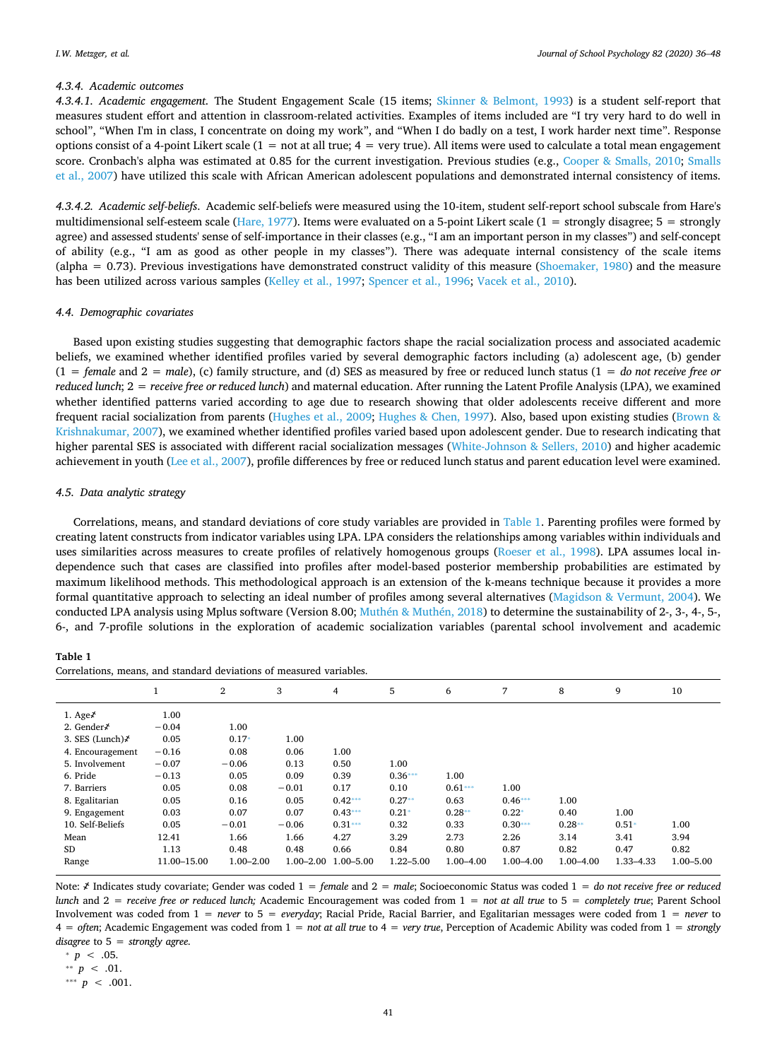#### 4.3.4. Academic outcomes

*4.3.4.1. Academic engagement.* The Student Engagement Scale (15 items; Skinner & Belmont, 1993) is a student self-report that measures student effort and attention in classroom-related activities. Examples of items included are "I try very hard to do well in school", "When I'm in class, I concentrate on doing my work", and "When I do badly on a test, I work harder next time". Response options consist of a 4-point Likert scale (1 = not at all true; 4 = very true). All items were used to calculate a total mean engagement score. Cronbach's alpha was estimated at 0.85 for the current investigation. Previous studies (e.g., Cooper & Smalls, 2010; Smalls et al., 2007) have utilized this scale with African American adolescent populations and demonstrated internal consistency of items.

*4.3.4.2. Academic self-beliefs.* Academic self-beliefs were measured using the 10-item, student self-report school subscale from Hare's multidimensional self-esteem scale (Hare, 1977). Items were evaluated on a 5-point Likert scale (1 = strongly disagree; 5 = strongly agree) and assessed students' sense of self-importance in their classes (e.g., "I am an important person in my classes") and self-concept of ability (e.g., "I am as good as other people in my classes"). There was adequate internal consistency of the scale items (alpha = 0.73). Previous investigations have demonstrated construct validity of this measure (Shoemaker, 1980) and the measure has been utilized across various samples (Kelley et al., 1997; Spencer et al., 1996; Vacek et al., 2010).

### 4.4. Demographic covariates

Based upon existing studies suggesting that demographic factors shape the racial socialization process and associated academic beliefs, we examined whether identified profiles varied by several demographic factors including (a) adolescent age, (b) gender (1 = *female* and 2 = *male*), (c) family structure, and (d) SES as measured by free or reduced lunch status (1 = *do not receive free or reduced lunch*; 2 = *receive free or reduced lunch*) and maternal education. After running the Latent Profile Analysis (LPA), we examined whether identified patterns varied according to age due to research showing that older adolescents receive different and more frequent racial socialization from parents (Hughes et al., 2009; Hughes & Chen, 1997). Also, based upon existing studies (Brown & Krishnakumar, 2007), we examined whether identified profiles varied based upon adolescent gender. Due to research indicating that higher parental SES is associated with different racial socialization messages (White-Johnson & Sellers, 2010) and higher academic achievement in youth (Lee et al., 2007), profile differences by free or reduced lunch status and parent education level were examined.

### 4.5. Data analytic strategy

Correlations, means, and standard deviations of core study variables are provided in Table 1. Parenting profiles were formed by creating latent constructs from indicator variables using LPA. LPA considers the relationships among variables within individuals and uses similarities across measures to create profiles of relatively homogenous groups (Roeser et al., 1998). LPA assumes local independence such that cases are classified into profiles after model-based posterior membership probabilities are estimated by maximum likelihood methods. This methodological approach is an extension of the k-means technique because it provides a more formal quantitative approach to selecting an ideal number of profiles among several alternatives (Magidson & Vermunt, 2004). We conducted LPA analysis using Mplus software (Version 8.00; Muthén & Muthén, 2018) to determine the sustainability of 2-, 3-, 4-, 5-, 6-, and 7-profile solutions in the exploration of academic socialization variables (parental school involvement and academic

**Table 1**
Correlations, means, and standard deviations of measured variables.

| | 1 | 2 | 3 | 4 | 5 | 6 | 7 | 8 | 9 | 10 |
|---|---|---|---|---|---|---|---|---|---|---|
| 1. Age≁ | 1.00 | | | | | | | | | |
| 2. Gender≁ | −0.04 | 1.00 | | | | | | | | |
| 3. SES (Lunch)≁ | 0.05 | 0.17* | 1.00 | | | | | | | |
| 4. Encouragement | −0.16 | 0.08 | 0.06 | 1.00 | | | | | | |
| 5. Involvement | −0.07 | −0.06 | 0.13 | 0.50 | 1.00 | | | | | |
| 6. Pride | −0.13 | 0.05 | 0.09 | 0.39 | 0.36*** | 1.00 | | | | |
| 7. Barriers | 0.05 | 0.08 | −0.01 | 0.17 | 0.10 | 0.61*** | 1.00 | | | |
| 8. Egalitarian | 0.05 | 0.16 | 0.05 | 0.42*** | 0.27** | 0.63 | 0.46*** | 1.00 | | |
| 9. Engagement | 0.03 | 0.07 | 0.07 | 0.43*** | 0.21* | 0.28** | 0.22* | 0.40 | 1.00 | |
| 10. Self-Beliefs | 0.05 | −0.01 | −0.06 | 0.31*** | 0.32 | 0.33 | 0.30*** | 0.28** | 0.51* | 1.00 |
| Mean | 12.41 | 1.66 | 1.66 | 4.27 | 3.29 | 2.73 | 2.26 | 3.14 | 3.41 | 3.94 |
| SD | 1.13 | 0.48 | 0.48 | 0.66 | 0.84 | 0.80 | 0.87 | 0.82 | 0.47 | 0.82 |
| Range | 11.00–15.00 | 1.00–2.00 | 1.00–2.00 | 1.00–5.00 | 1.22–5.00 | 1.00–4.00 | 1.00–4.00 | 1.00–4.00 | 1.33–4.33 | 1.00–5.00 |

Note: ≁ Indicates study covariate; Gender was coded 1 = *female* and 2 = *male*; Socioeconomic Status was coded 1 = *do not receive free or reduced lunch* and 2 = *receive free or reduced lunch;* Academic Encouragement was coded from 1 = *not at all true* to 5 = *completely true*; Parent School Involvement was coded from 1 = *never* to 5 = *everyday*; Racial Pride, Racial Barrier, and Egalitarian messages were coded from 1 = *never* to 4 = *often*; Academic Engagement was coded from 1 = *not at all true* to 4 = *very true*, Perception of Academic Ability was coded from 1 = *strongly disagree* to 5 = *strongly agree.*

\* $p < .05$.
\*\* $p < .01$.
\*\*\* $p < .001$.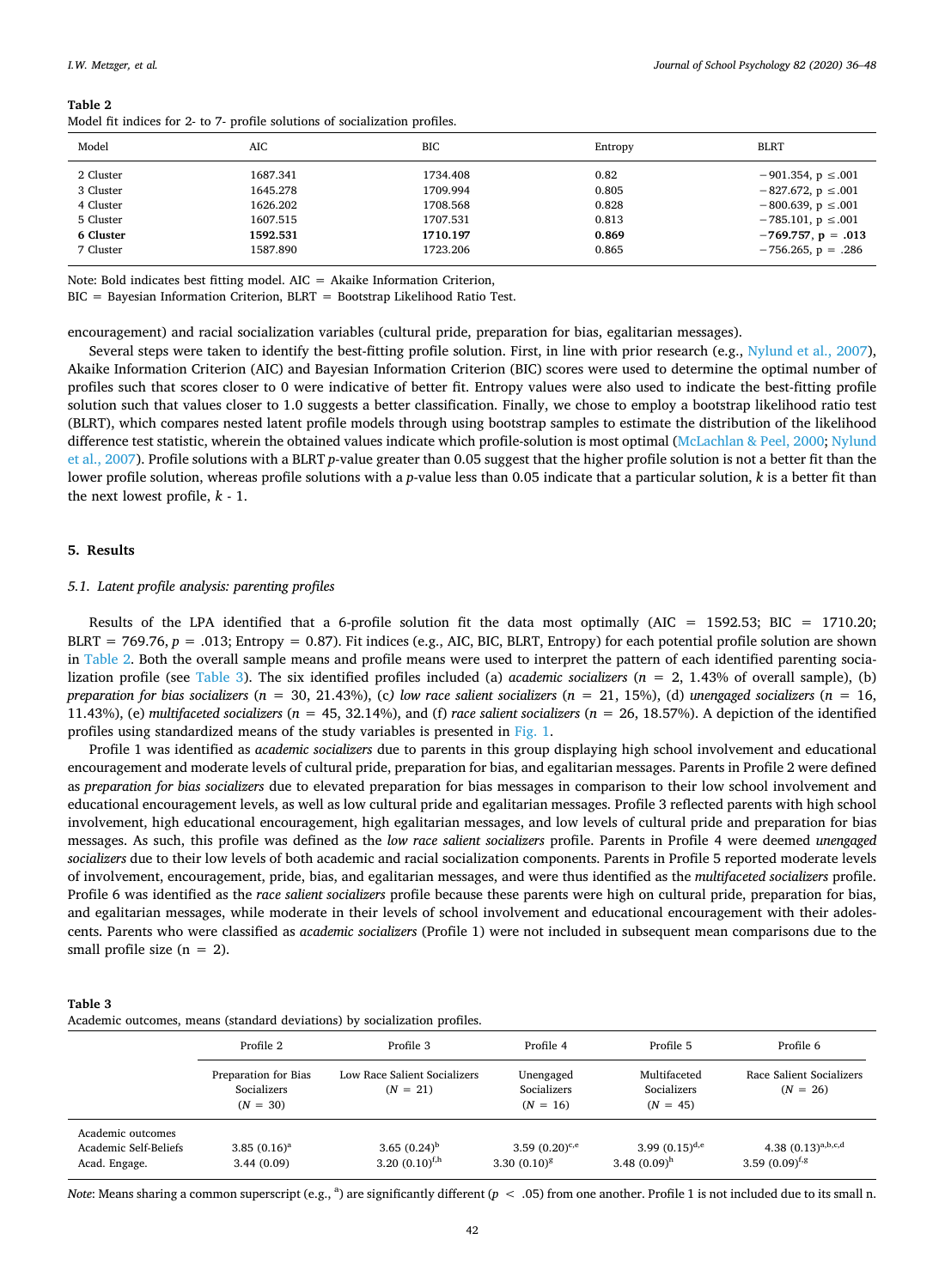**Table 2**
Model fit indices for 2- to 7- profile solutions of socialization profiles.

| Model | AIC | BIC | Entropy | BLRT |
|---|---|---|---|---|
| 2 Cluster | 1687.341 | 1734.408 | 0.82 | −901.354, p ≤.001 |
| 3 Cluster | 1645.278 | 1709.994 | 0.805 | −827.672, p ≤.001 |
| 4 Cluster | 1626.202 | 1708.568 | 0.828 | −800.639, p ≤.001 |
| 5 Cluster | 1607.515 | 1707.531 | 0.813 | −785.101, p ≤.001 |
| **6 Cluster** | **1592.531** | **1710.197** | **0.869** | **−769.757, p = .013** |
| 7 Cluster | 1587.890 | 1723.206 | 0.865 | −756.265, p = .286 |

Note: Bold indicates best fitting model. AIC = Akaike Information Criterion, BIC = Bayesian Information Criterion, BLRT = Bootstrap Likelihood Ratio Test.

encouragement) and racial socialization variables (cultural pride, preparation for bias, egalitarian messages).

Several steps were taken to identify the best-fitting profile solution. First, in line with prior research (e.g., Nylund et al., 2007), Akaike Information Criterion (AIC) and Bayesian Information Criterion (BIC) scores were used to determine the optimal number of profiles such that scores closer to 0 were indicative of better fit. Entropy values were also used to indicate the best-fitting profile solution such that values closer to 1.0 suggests a better classification. Finally, we chose to employ a bootstrap likelihood ratio test (BLRT), which compares nested latent profile models through using bootstrap samples to estimate the distribution of the likelihood difference test statistic, wherein the obtained values indicate which profile-solution is most optimal (McLachlan & Peel, 2000; Nylund et al., 2007). Profile solutions with a BLRT *p*-value greater than 0.05 suggest that the higher profile solution is not a better fit than the lower profile solution, whereas profile solutions with a *p*-value less than 0.05 indicate that a particular solution, *k* is a better fit than the next lowest profile, *k* - 1.

## 5. Results

### 5.1. Latent profile analysis: parenting profiles

Results of the LPA identified that a 6-profile solution fit the data most optimally (AIC = 1592.53; BIC = 1710.20; BLRT = 769.76, $p = .013$; Entropy = 0.87). Fit indices (e.g., AIC, BIC, BLRT, Entropy) for each potential profile solution are shown in Table 2. Both the overall sample means and profile means were used to interpret the pattern of each identified parenting socialization profile (see Table 3). The six identified profiles included (a) *academic socializers* ($n = 2$, 1.43% of overall sample), (b) *preparation for bias socializers* ($n = 30$, 21.43%), (c*) low race salient socializers* ($n = 21$, 15%), (d) *unengaged socializers* ($n = 16$, 11.43%), (e) *multifaceted socializers* ($n = 45$, 32.14%), and (f) *race salient socializers* ($n = 26$, 18.57%). A depiction of the identified profiles using standardized means of the study variables is presented in Fig. 1.

Profile 1 was identified as *academic socializers* due to parents in this group displaying high school involvement and educational encouragement and moderate levels of cultural pride, preparation for bias, and egalitarian messages. Parents in Profile 2 were defined as *preparation for bias socializers* due to elevated preparation for bias messages in comparison to their low school involvement and educational encouragement levels, as well as low cultural pride and egalitarian messages. Profile 3 reflected parents with high school involvement, high educational encouragement, high egalitarian messages, and low levels of cultural pride and preparation for bias messages. As such, this profile was defined as the *low race salient socializers* profile. Parents in Profile 4 were deemed *unengaged socializers* due to their low levels of both academic and racial socialization components. Parents in Profile 5 reported moderate levels of involvement, encouragement, pride, bias, and egalitarian messages, and were thus identified as the *multifaceted socializers* profile. Profile 6 was identified as the *race salient socializers* profile because these parents were high on cultural pride, preparation for bias, and egalitarian messages, while moderate in their levels of school involvement and educational encouragement with their adolescents. Parents who were classified as *academic socializers* (Profile 1) were not included in subsequent mean comparisons due to the small profile size (n = 2).

**Table 3**
Academic outcomes, means (standard deviations) by socialization profiles.

| | Profile 2 | Profile 3 | Profile 4 | Profile 5 | Profile 6 |
|---|---|---|---|---|---|
| | Preparation for Bias Socializers ($N = 30$) | Low Race Salient Socializers ($N = 21$) | Unengaged Socializers ($N = 16$) | Multifaceted Socializers ($N = 45$) | Race Salient Socializers ($N = 26$) |
| Academic outcomes | | | | | |
| Academic Self-Beliefs | 3.85 (0.16)[a] | 3.65 (0.24)[b] | 3.59 (0.20)[c,e] | 3.99 (0.15)[d,e] | 4.38 (0.13)[a,b,c,d] |
| Acad. Engage. | 3.44 (0.09) | 3.20 (0.10)[f,h] | 3.30 (0.10)[g] | 3.48 (0.09)[h] | 3.59 (0.09)[f,g] |

*Note*: Means sharing a common superscript (e.g., [a]) are significantly different ($p < .05$) from one another. Profile 1 is not included due to its small n.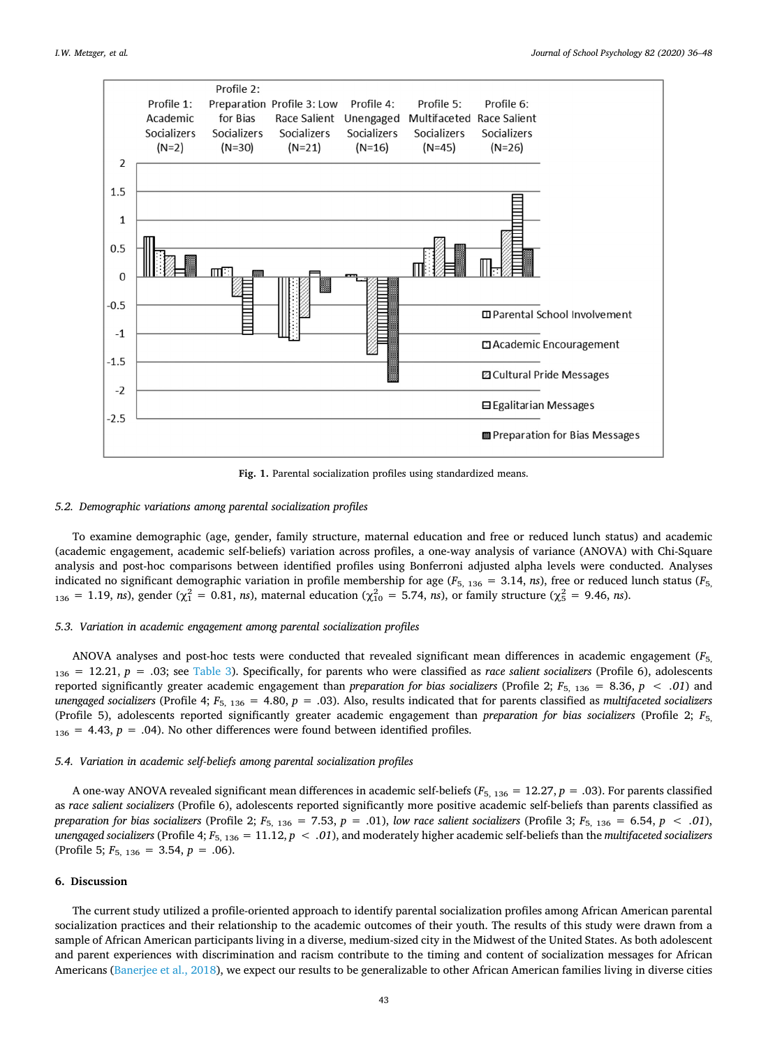Fig. 1. Parental socialization profiles using standardized means.

### 5.2. Demographic variations among parental socialization profiles

To examine demographic (age, gender, family structure, maternal education and free or reduced lunch status) and academic (academic engagement, academic self-beliefs) variation across profiles, a one-way analysis of variance (ANOVA) with Chi-Square analysis and post-hoc comparisons between identified profiles using Bonferroni adjusted alpha levels were conducted. Analyses indicated no significant demographic variation in profile membership for age ($F_{5,\ 136}$ = 3.14, *ns*), free or reduced lunch status ($F_{5,\ 136}$ = 1.19, *ns*), gender ($\chi^2_1$ = 0.81, *ns*), maternal education ($\chi^2_{10}$ = 5.74, *ns*), or family structure ($\chi^2_5$ = 9.46, *ns*).

### 5.3. Variation in academic engagement among parental socialization profiles

ANOVA analyses and post-hoc tests were conducted that revealed significant mean differences in academic engagement ($F_{5,\ 136}$ = 12.21, $p$ = .03; see Table 3). Specifically, for parents who were classified as *race salient socializers* (Profile 6), adolescents reported significantly greater academic engagement than *preparation for bias socializers* (Profile 2; $F_{5,\ 136}$ = 8.36, $p < .01$) and *unengaged socializers* (Profile 4; $F_{5,\ 136}$ = 4.80, $p$ = .03). Also, results indicated that for parents classified as *multifaceted socializers* (Profile 5), adolescents reported significantly greater academic engagement than *preparation for bias socializers* (Profile 2; $F_{5,\ 136}$ = 4.43, $p$ = .04). No other differences were found between identified profiles.

### 5.4. Variation in academic self-beliefs among parental socialization profiles

A one-way ANOVA revealed significant mean differences in academic self-beliefs ($F_{5,\ 136}$ = 12.27, $p$ = .03). For parents classified as *race salient socializers* (Profile 6), adolescents reported significantly more positive academic self-beliefs than parents classified as *preparation for bias socializers* (Profile 2; $F_{5,\ 136}$ = 7.53, $p$ = .01), *low race salient socializers* (Profile 3; $F_{5,\ 136}$ = 6.54, $p < .01$), *unengaged socializers* (Profile 4; $F_{5,\ 136}$ = 11.12, $p < .01$), and moderately higher academic self-beliefs than the *multifaceted socializers* (Profile 5; $F_{5,\ 136}$ = 3.54, $p$ = .06).

## 6. Discussion

The current study utilized a profile-oriented approach to identify parental socialization profiles among African American parental socialization practices and their relationship to the academic outcomes of their youth. The results of this study were drawn from a sample of African American participants living in a diverse, medium-sized city in the Midwest of the United States. As both adolescent and parent experiences with discrimination and racism contribute to the timing and content of socialization messages for African Americans (Banerjee et al., 2018), we expect our results to be generalizable to other African American families living in diverse cities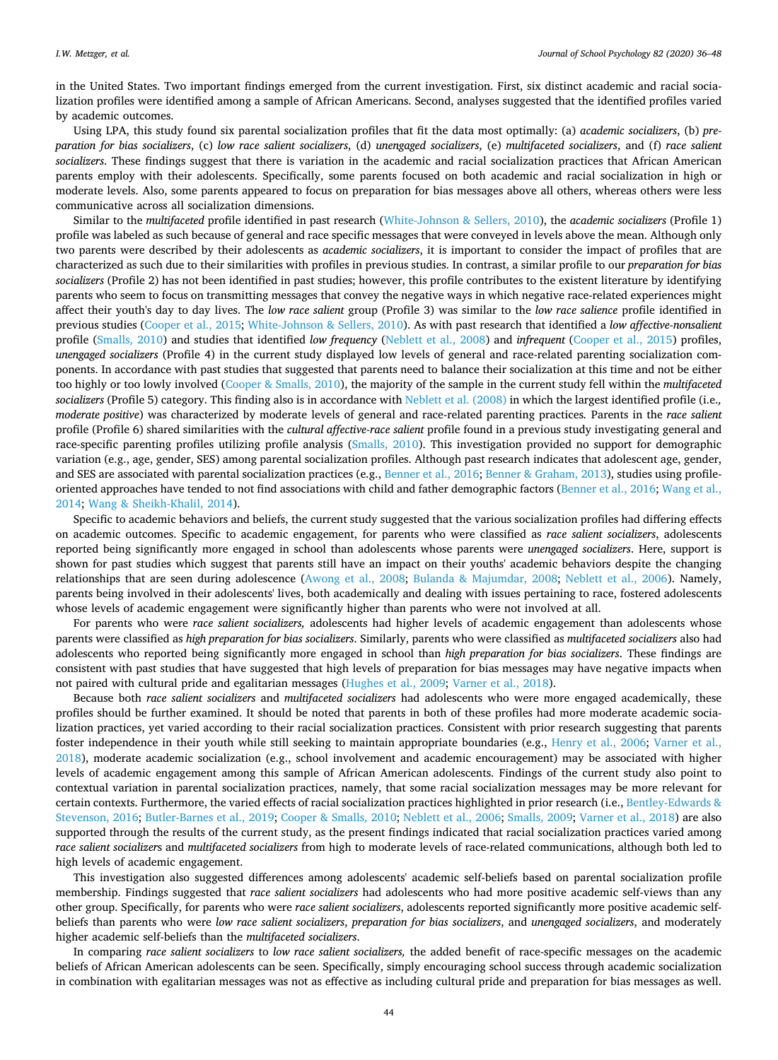in the United States. Two important findings emerged from the current investigation. First, six distinct academic and racial socialization profiles were identified among a sample of African Americans. Second, analyses suggested that the identified profiles varied by academic outcomes.

Using LPA, this study found six parental socialization profiles that fit the data most optimally: (a) *academic socializers*, (b) *preparation for bias socializers*, (c) *low race salient socializers*, (d) *unengaged socializers*, (e) *multifaceted socializers*, and (f) *race salient socializers*. These findings suggest that there is variation in the academic and racial socialization practices that African American parents employ with their adolescents. Specifically, some parents focused on both academic and racial socialization in high or moderate levels. Also, some parents appeared to focus on preparation for bias messages above all others, whereas others were less communicative across all socialization dimensions.

Similar to the *multifaceted* profile identified in past research (White-Johnson & Sellers, 2010), the *academic socializers* (Profile 1) profile was labeled as such because of general and race specific messages that were conveyed in levels above the mean. Although only two parents were described by their adolescents as *academic socializers*, it is important to consider the impact of profiles that are characterized as such due to their similarities with profiles in previous studies. In contrast, a similar profile to our *preparation for bias socializers* (Profile 2) has not been identified in past studies; however, this profile contributes to the existent literature by identifying parents who seem to focus on transmitting messages that convey the negative ways in which negative race-related experiences might affect their youth's day to day lives. The *low race salient* group (Profile 3) was similar to the *low race salience* profile identified in previous studies (Cooper et al., 2015; White-Johnson & Sellers, 2010). As with past research that identified a *low affective-nonsalient* profile (Smalls, 2010) and studies that identified *low frequency* (Neblett et al., 2008) and *infrequent* (Cooper et al., 2015) profiles, *unengaged socializers* (Profile 4) in the current study displayed low levels of general and race-related parenting socialization components. In accordance with past studies that suggested that parents need to balance their socialization at this time and not be either too highly or too lowly involved (Cooper & Smalls, 2010), the majority of the sample in the current study fell within the *multifaceted socializers* (Profile 5) category. This finding also is in accordance with Neblett et al. (2008) in which the largest identified profile (i.e., *moderate positive*) was characterized by moderate levels of general and race-related parenting practices. Parents in the *race salient* profile (Profile 6) shared similarities with the *cultural affective-race salient* profile found in a previous study investigating general and race-specific parenting profiles utilizing profile analysis (Smalls, 2010). This investigation provided no support for demographic variation (e.g., age, gender, SES) among parental socialization profiles. Although past research indicates that adolescent age, gender, and SES are associated with parental socialization practices (e.g., Benner et al., 2016; Benner & Graham, 2013), studies using profile-oriented approaches have tended to not find associations with child and father demographic factors (Benner et al., 2016; Wang et al., 2014; Wang & Sheikh-Khalil, 2014).

Specific to academic behaviors and beliefs, the current study suggested that the various socialization profiles had differing effects on academic outcomes. Specific to academic engagement, for parents who were classified as *race salient socializers*, adolescents reported being significantly more engaged in school than adolescents whose parents were *unengaged socializers*. Here, support is shown for past studies which suggest that parents still have an impact on their youths' academic behaviors despite the changing relationships that are seen during adolescence (Awong et al., 2008; Bulanda & Majumdar, 2008; Neblett et al., 2006). Namely, parents being involved in their adolescents' lives, both academically and dealing with issues pertaining to race, fostered adolescents whose levels of academic engagement were significantly higher than parents who were not involved at all.

For parents who were *race salient socializers,* adolescents had higher levels of academic engagement than adolescents whose parents were classified as *high preparation for bias socializers*. Similarly, parents who were classified as *multifaceted socializers* also had adolescents who reported being significantly more engaged in school than *high preparation for bias socializers*. These findings are consistent with past studies that have suggested that high levels of preparation for bias messages may have negative impacts when not paired with cultural pride and egalitarian messages (Hughes et al., 2009; Varner et al., 2018).

Because both *race salient socializers* and *multifaceted socializers* had adolescents who were more engaged academically, these profiles should be further examined. It should be noted that parents in both of these profiles had more moderate academic socialization practices, yet varied according to their racial socialization practices. Consistent with prior research suggesting that parents foster independence in their youth while still seeking to maintain appropriate boundaries (e.g., Henry et al., 2006; Varner et al., 2018), moderate academic socialization (e.g., school involvement and academic encouragement) may be associated with higher levels of academic engagement among this sample of African American adolescents. Findings of the current study also point to contextual variation in parental socialization practices, namely, that some racial socialization messages may be more relevant for certain contexts. Furthermore, the varied effects of racial socialization practices highlighted in prior research (i.e., Bentley-Edwards & Stevenson, 2016; Butler-Barnes et al., 2019; Cooper & Smalls, 2010; Neblett et al., 2006; Smalls, 2009; Varner et al., 2018) are also supported through the results of the current study, as the present findings indicated that racial socialization practices varied among *race salient socializers* and *multifaceted socializers* from high to moderate levels of race-related communications, although both led to high levels of academic engagement.

This investigation also suggested differences among adolescents' academic self-beliefs based on parental socialization profile membership. Findings suggested that *race salient socializers* had adolescents who had more positive academic self-views than any other group. Specifically, for parents who were *race salient socializers*, adolescents reported significantly more positive academic self-beliefs than parents who were *low race salient socializers*, *preparation for bias socializers*, and *unengaged socializers*, and moderately higher academic self-beliefs than the *multifaceted socializers*.

In comparing *race salient socializers* to *low race salient socializers,* the added benefit of race-specific messages on the academic beliefs of African American adolescents can be seen. Specifically, simply encouraging school success through academic socialization in combination with egalitarian messages was not as effective as including cultural pride and preparation for bias messages as well.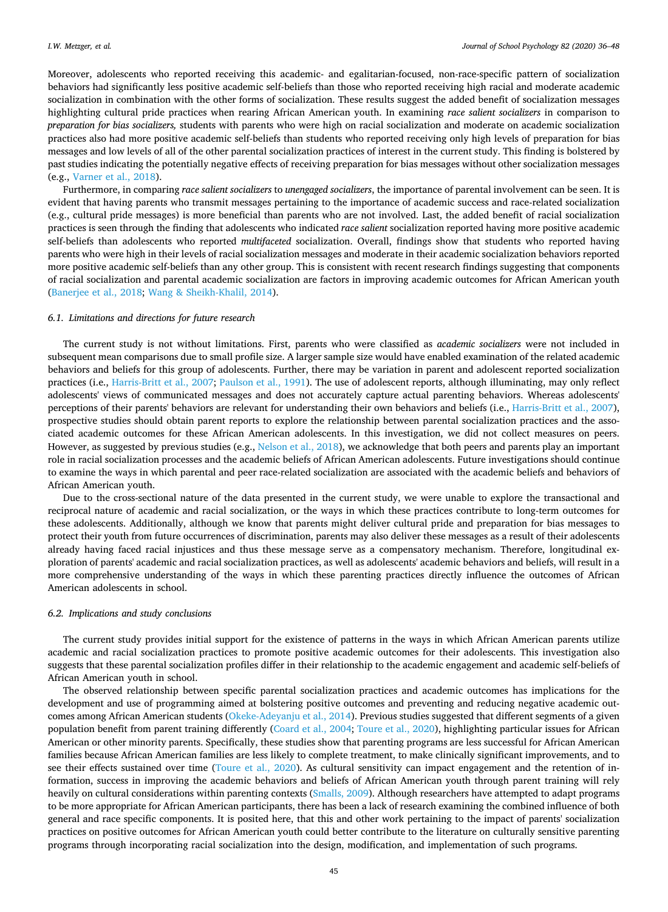Moreover, adolescents who reported receiving this academic- and egalitarian-focused, non-race-specific pattern of socialization behaviors had significantly less positive academic self-beliefs than those who reported receiving high racial and moderate academic socialization in combination with the other forms of socialization. These results suggest the added benefit of socialization messages highlighting cultural pride practices when rearing African American youth. In examining *race salient socializers* in comparison to *preparation for bias socializers,* students with parents who were high on racial socialization and moderate on academic socialization practices also had more positive academic self-beliefs than students who reported receiving only high levels of preparation for bias messages and low levels of all of the other parental socialization practices of interest in the current study. This finding is bolstered by past studies indicating the potentially negative effects of receiving preparation for bias messages without other socialization messages (e.g., Varner et al., 2018).

Furthermore, in comparing *race salient socializers* to *unengaged socializers*, the importance of parental involvement can be seen. It is evident that having parents who transmit messages pertaining to the importance of academic success and race-related socialization (e.g., cultural pride messages) is more beneficial than parents who are not involved. Last, the added benefit of racial socialization practices is seen through the finding that adolescents who indicated *race salient* socialization reported having more positive academic self-beliefs than adolescents who reported *multifaceted* socialization. Overall, findings show that students who reported having parents who were high in their levels of racial socialization messages and moderate in their academic socialization behaviors reported more positive academic self-beliefs than any other group. This is consistent with recent research findings suggesting that components of racial socialization and parental academic socialization are factors in improving academic outcomes for African American youth (Banerjee et al., 2018; Wang & Sheikh-Khalil, 2014).

### 6.1. Limitations and directions for future research

The current study is not without limitations. First, parents who were classified as *academic socializers* were not included in subsequent mean comparisons due to small profile size. A larger sample size would have enabled examination of the related academic behaviors and beliefs for this group of adolescents. Further, there may be variation in parent and adolescent reported socialization practices (i.e., Harris-Britt et al., 2007; Paulson et al., 1991). The use of adolescent reports, although illuminating, may only reflect adolescents' views of communicated messages and does not accurately capture actual parenting behaviors. Whereas adolescents' perceptions of their parents' behaviors are relevant for understanding their own behaviors and beliefs (i.e., Harris-Britt et al., 2007), prospective studies should obtain parent reports to explore the relationship between parental socialization practices and the associated academic outcomes for these African American adolescents. In this investigation, we did not collect measures on peers. However, as suggested by previous studies (e.g., Nelson et al., 2018), we acknowledge that both peers and parents play an important role in racial socialization processes and the academic beliefs of African American adolescents. Future investigations should continue to examine the ways in which parental and peer race-related socialization are associated with the academic beliefs and behaviors of African American youth.

Due to the cross-sectional nature of the data presented in the current study, we were unable to explore the transactional and reciprocal nature of academic and racial socialization, or the ways in which these practices contribute to long-term outcomes for these adolescents. Additionally, although we know that parents might deliver cultural pride and preparation for bias messages to protect their youth from future occurrences of discrimination, parents may also deliver these messages as a result of their adolescents already having faced racial injustices and thus these message serve as a compensatory mechanism. Therefore, longitudinal exploration of parents' academic and racial socialization practices, as well as adolescents' academic behaviors and beliefs, will result in a more comprehensive understanding of the ways in which these parenting practices directly influence the outcomes of African American adolescents in school.

### 6.2. Implications and study conclusions

The current study provides initial support for the existence of patterns in the ways in which African American parents utilize academic and racial socialization practices to promote positive academic outcomes for their adolescents. This investigation also suggests that these parental socialization profiles differ in their relationship to the academic engagement and academic self-beliefs of African American youth in school.

The observed relationship between specific parental socialization practices and academic outcomes has implications for the development and use of programming aimed at bolstering positive outcomes and preventing and reducing negative academic outcomes among African American students (Okeke-Adeyanju et al., 2014). Previous studies suggested that different segments of a given population benefit from parent training differently (Coard et al., 2004; Toure et al., 2020), highlighting particular issues for African American or other minority parents. Specifically, these studies show that parenting programs are less successful for African American families because African American families are less likely to complete treatment, to make clinically significant improvements, and to see their effects sustained over time (Toure et al., 2020). As cultural sensitivity can impact engagement and the retention of information, success in improving the academic behaviors and beliefs of African American youth through parent training will rely heavily on cultural considerations within parenting contexts (Smalls, 2009). Although researchers have attempted to adapt programs to be more appropriate for African American participants, there has been a lack of research examining the combined influence of both general and race specific components. It is posited here, that this and other work pertaining to the impact of parents' socialization practices on positive outcomes for African American youth could better contribute to the literature on culturally sensitive parenting programs through incorporating racial socialization into the design, modification, and implementation of such programs.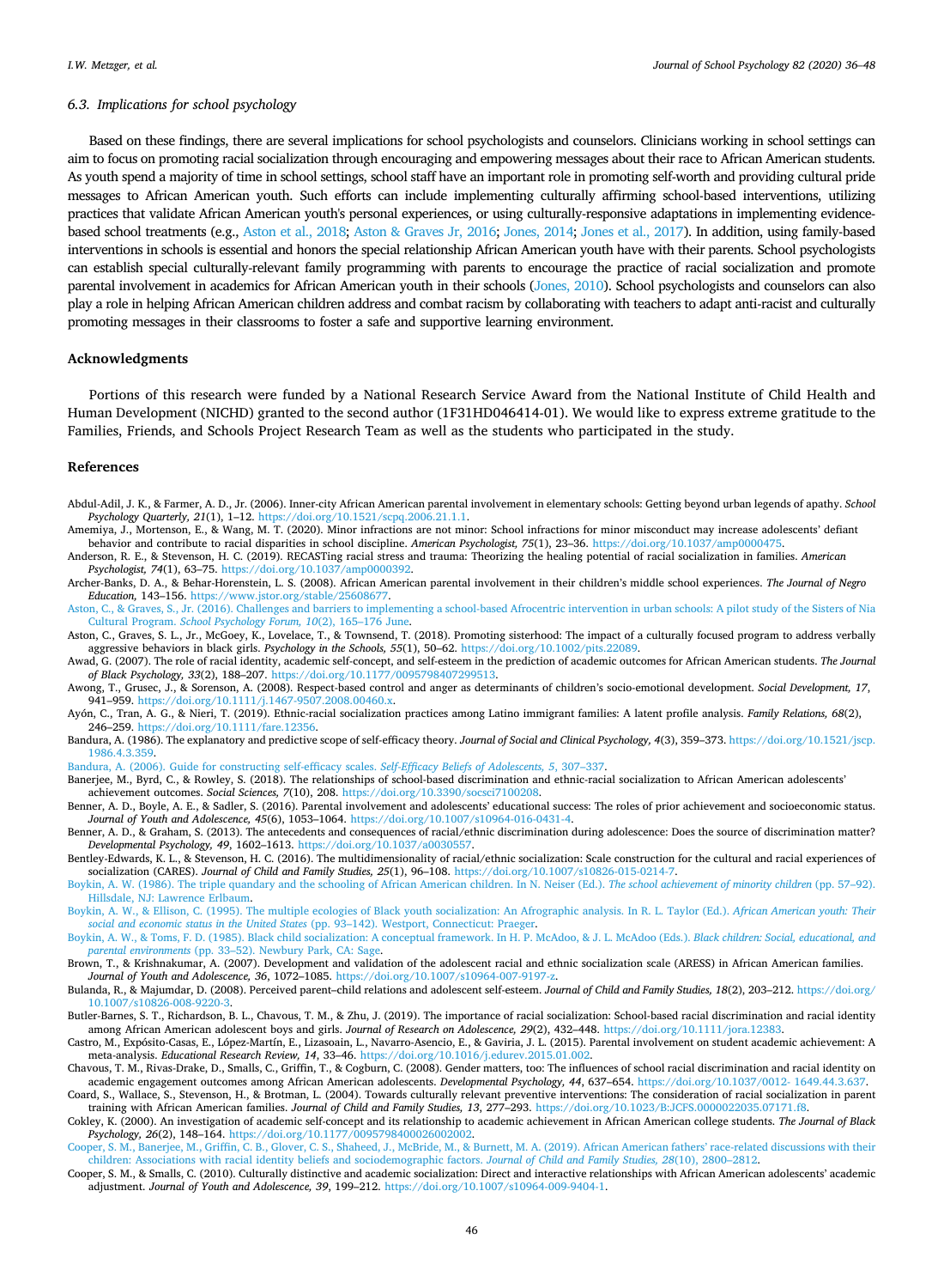### 6.3. Implications for school psychology

Based on these findings, there are several implications for school psychologists and counselors. Clinicians working in school settings can aim to focus on promoting racial socialization through encouraging and empowering messages about their race to African American students. As youth spend a majority of time in school settings, school staff have an important role in promoting self-worth and providing cultural pride messages to African American youth. Such efforts can include implementing culturally affirming school-based interventions, utilizing practices that validate African American youth's personal experiences, or using culturally-responsive adaptations in implementing evidence-based school treatments (e.g., Aston et al., 2018; Aston & Graves Jr, 2016; Jones, 2014; Jones et al., 2017). In addition, using family-based interventions in schools is essential and honors the special relationship African American youth have with their parents. School psychologists can establish special culturally-relevant family programming with parents to encourage the practice of racial socialization and promote parental involvement in academics for African American youth in their schools (Jones, 2010). School psychologists and counselors can also play a role in helping African American children address and combat racism by collaborating with teachers to adapt anti-racist and culturally promoting messages in their classrooms to foster a safe and supportive learning environment.

## Acknowledgments

Portions of this research were funded by a National Research Service Award from the National Institute of Child Health and Human Development (NICHD) granted to the second author (1F31HD046414-01). We would like to express extreme gratitude to the Families, Friends, and Schools Project Research Team as well as the students who participated in the study.

## References

Abdul-Adil, J. K., & Farmer, A. D., Jr. (2006). Inner-city African American parental involvement in elementary schools: Getting beyond urban legends of apathy. *School Psychology Quarterly, 21*(1), 1–12. https://doi.org/10.1521/scpq.2006.21.1.1.

Amemiya, J., Mortenson, E., & Wang, M. T. (2020). Minor infractions are not minor: School infractions for minor misconduct may increase adolescents' defiant behavior and contribute to racial disparities in school discipline. *American Psychologist, 75*(1), 23–36. https://doi.org/10.1037/amp0000475.

Anderson, R. E., & Stevenson, H. C. (2019). RECASTing racial stress and trauma: Theorizing the healing potential of racial socialization in families. *American Psychologist, 74*(1), 63–75. https://doi.org/10.1037/amp0000392.

Archer-Banks, D. A., & Behar-Horenstein, L. S. (2008). African American parental involvement in their children's middle school experiences. *The Journal of Negro Education,* 143–156. https://www.jstor.org/stable/25608677.

Aston, C., & Graves, S., Jr. (2016). Challenges and barriers to implementing a school-based Afrocentric intervention in urban schools: A pilot study of the Sisters of Nia Cultural Program. *School Psychology Forum, 10*(2), 165–176 June.

Aston, C., Graves, S. L., Jr., McGoey, K., Lovelace, T., & Townsend, T. (2018). Promoting sisterhood: The impact of a culturally focused program to address verbally aggressive behaviors in black girls. *Psychology in the Schools, 55*(1), 50–62. https://doi.org/10.1002/pits.22089.

Awad, G. (2007). The role of racial identity, academic self-concept, and self-esteem in the prediction of academic outcomes for African American students. *The Journal of Black Psychology, 33*(2), 188–207. https://doi.org/10.1177/0095798407299513.

Awong, T., Grusec, J., & Sorenson, A. (2008). Respect-based control and anger as determinants of children's socio-emotional development. *Social Development, 17*, 941–959. https://doi.org/10.1111/j.1467-9507.2008.00460.x.

Ayón, C., Tran, A. G., & Nieri, T. (2019). Ethnic-racial socialization practices among Latino immigrant families: A latent profile analysis. *Family Relations, 68*(2), 246–259. https://doi.org/10.1111/fare.12356.

Bandura, A. (1986). The explanatory and predictive scope of self-efficacy theory. *Journal of Social and Clinical Psychology, 4*(3), 359–373. https://doi.org/10.1521/jscp.1986.4.3.359.

Bandura, A. (2006). Guide for constructing self-efficacy scales. *Self-Efficacy Beliefs of Adolescents, 5*, 307–337.

Banerjee, M., Byrd, C., & Rowley, S. (2018). The relationships of school-based discrimination and ethnic-racial socialization to African American adolescents' achievement outcomes. *Social Sciences, 7*(10), 208. https://doi.org/10.3390/socsci7100208.

Benner, A. D., Boyle, A. E., & Sadler, S. (2016). Parental involvement and adolescents' educational success: The roles of prior achievement and socioeconomic status. *Journal of Youth and Adolescence, 45*(6), 1053–1064. https://doi.org/10.1007/s10964-016-0431-4.

Benner, A. D., & Graham, S. (2013). The antecedents and consequences of racial/ethnic discrimination during adolescence: Does the source of discrimination matter? *Developmental Psychology, 49*, 1602–1613. https://doi.org/10.1037/a0030557.

Bentley-Edwards, K. L., & Stevenson, H. C. (2016). The multidimensionality of racial/ethnic socialization: Scale construction for the cultural and racial experiences of socialization (CARES). *Journal of Child and Family Studies, 25*(1), 96–108. https://doi.org/10.1007/s10826-015-0214-7.

Boykin, A. W. (1986). The triple quandary and the schooling of African American children. In N. Neiser (Ed.). *The school achievement of minority children* (pp. 57–92). Hillsdale, NJ: Lawrence Erlbaum.

Boykin, A. W., & Ellison, C. (1995). The multiple ecologies of Black youth socialization: An Afrographic analysis. In R. L. Taylor (Ed.). *African American youth: Their social and economic status in the United States* (pp. 93–142). Westport, Connecticut: Praeger.

Boykin, A. W., & Toms, F. D. (1985). Black child socialization: A conceptual framework. In H. P. McAdoo, & J. L. McAdoo (Eds.). *Black children: Social, educational, and parental environments* (pp. 33–52). Newbury Park, CA: Sage.

Brown, T., & Krishnakumar, A. (2007). Development and validation of the adolescent racial and ethnic socialization scale (ARESS) in African American families. *Journal of Youth and Adolescence, 36*, 1072–1085. https://doi.org/10.1007/s10964-007-9197-z.

Bulanda, R., & Majumdar, D. (2008). Perceived parent–child relations and adolescent self-esteem. *Journal of Child and Family Studies, 18*(2), 203–212. https://doi.org/10.1007/s10826-008-9220-3.

Butler-Barnes, S. T., Richardson, B. L., Chavous, T. M., & Zhu, J. (2019). The importance of racial socialization: School-based racial discrimination and racial identity among African American adolescent boys and girls. *Journal of Research on Adolescence, 29*(2), 432–448. https://doi.org/10.1111/jora.12383.

Castro, M., Expósito-Casas, E., López-Martín, E., Lizasoain, L., Navarro-Asencio, E., & Gaviria, J. L. (2015). Parental involvement on student academic achievement: A meta-analysis. *Educational Research Review, 14*, 33–46. https://doi.org/10.1016/j.edurev.2015.01.002.

Chavous, T. M., Rivas-Drake, D., Smalls, C., Griffin, T., & Cogburn, C. (2008). Gender matters, too: The influences of school racial discrimination and racial identity on academic engagement outcomes among African American adolescents. *Developmental Psychology, 44*, 637–654. https://doi.org/10.1037/0012- 1649.44.3.637.

Coard, S., Wallace, S., Stevenson, H., & Brotman, L. (2004). Towards culturally relevant preventive interventions: The consideration of racial socialization in parent training with African American families. *Journal of Child and Family Studies, 13*, 277–293. https://doi.org/10.1023/B:JCFS.0000022035.07171.f8.

Cokley, K. (2000). An investigation of academic self-concept and its relationship to academic achievement in African American college students. *The Journal of Black Psychology, 26*(2), 148–164. https://doi.org/10.1177/0095798400026002002.

Cooper, S. M., Banerjee, M., Griffin, C. B., Glover, C. S., Shaheed, J., McBride, M., & Burnett, M. A. (2019). African American fathers' race-related discussions with their children: Associations with racial identity beliefs and sociodemographic factors. *Journal of Child and Family Studies, 28*(10), 2800–2812.

Cooper, S. M., & Smalls, C. (2010). Culturally distinctive and academic socialization: Direct and interactive relationships with African American adolescents' academic adjustment. *Journal of Youth and Adolescence, 39*, 199–212. https://doi.org/10.1007/s10964-009-9404-1.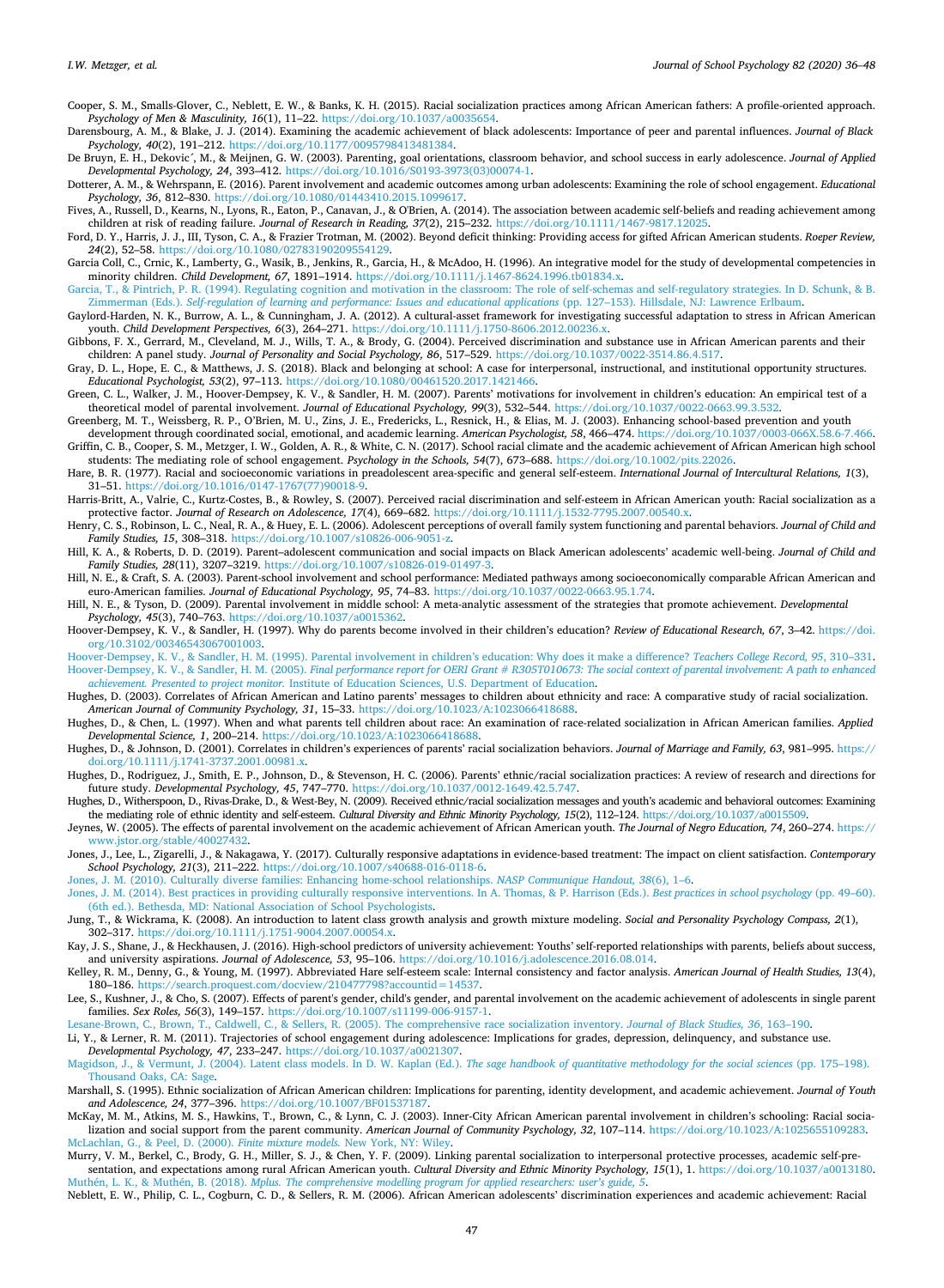Cooper, S. M., Smalls-Glover, C., Neblett, E. W., & Banks, K. H. (2015). Racial socialization practices among African American fathers: A profile-oriented approach. *Psychology of Men & Masculinity, 16*(1), 11–22. https://doi.org/10.1037/a0035654.

Darensbourg, A. M., & Blake, J. J. (2014). Examining the academic achievement of black adolescents: Importance of peer and parental influences. *Journal of Black Psychology, 40*(2), 191–212. https://doi.org/10.1177/0095798413481384.

De Bruyn, E. H., Dekovic´, M., & Meijnen, G. W. (2003). Parenting, goal orientations, classroom behavior, and school success in early adolescence. *Journal of Applied Developmental Psychology, 24*, 393–412. https://doi.org/10.1016/S0193-3973(03)00074-1.

Dotterer, A. M., & Wehrspann, E. (2016). Parent involvement and academic outcomes among urban adolescents: Examining the role of school engagement. *Educational Psychology, 36*, 812–830. https://doi.org/10.1080/01443410.2015.1099617.

Fives, A., Russell, D., Kearns, N., Lyons, R., Eaton, P., Canavan, J., & O'Brien, A. (2014). The association between academic self-beliefs and reading achievement among children at risk of reading failure. *Journal of Research in Reading, 37*(2), 215–232. https://doi.org/10.1111/1467-9817.12025.

Ford, D. Y., Harris, J. J., III, Tyson, C. A., & Frazier Trotman, M. (2002). Beyond deficit thinking: Providing access for gifted African American students. *Roeper Review, 24*(2), 52–58. https://doi.org/10.1080/02783190209554129.

Garcia Coll, C., Crnic, K., Lamberty, G., Wasik, B., Jenkins, R., Garcia, H., & McAdoo, H. (1996). An integrative model for the study of developmental competencies in minority children. *Child Development, 67*, 1891–1914. https://doi.org/10.1111/j.1467-8624.1996.tb01834.x.

Garcia, T., & Pintrich, P. R. (1994). Regulating cognition and motivation in the classroom: The role of self-schemas and self-regulatory strategies. In D. Schunk, & B. Zimmerman (Eds.). *Self-regulation of learning and performance: Issues and educational applications* (pp. 127–153). Hillsdale, NJ: Lawrence Erlbaum.

Gaylord-Harden, N. K., Burrow, A. L., & Cunningham, J. A. (2012). A cultural-asset framework for investigating successful adaptation to stress in African American youth. *Child Development Perspectives, 6*(3), 264–271. https://doi.org/10.1111/j.1750-8606.2012.00236.x.

Gibbons, F. X., Gerrard, M., Cleveland, M. J., Wills, T. A., & Brody, G. (2004). Perceived discrimination and substance use in African American parents and their children: A panel study. *Journal of Personality and Social Psychology, 86*, 517–529. https://doi.org/10.1037/0022-3514.86.4.517.

Gray, D. L., Hope, E. C., & Matthews, J. S. (2018). Black and belonging at school: A case for interpersonal, instructional, and institutional opportunity structures. *Educational Psychologist, 53*(2), 97–113. https://doi.org/10.1080/00461520.2017.1421466.

Green, C. L., Walker, J. M., Hoover-Dempsey, K. V., & Sandler, H. M. (2007). Parents' motivations for involvement in children's education: An empirical test of a theoretical model of parental involvement. *Journal of Educational Psychology, 99*(3), 532–544. https://doi.org/10.1037/0022-0663.99.3.532.

Greenberg, M. T., Weissberg, R. P., O'Brien, M. U., Zins, J. E., Fredericks, L., Resnick, H., & Elias, M. J. (2003). Enhancing school-based prevention and youth development through coordinated social, emotional, and academic learning. *American Psychologist, 58*, 466–474. https://doi.org/10.1037/0003-066X.58.6-7.466.

Griffin, C. B., Cooper, S. M., Metzger, I. W., Golden, A. R., & White, C. N. (2017). School racial climate and the academic achievement of African American high school students: The mediating role of school engagement. *Psychology in the Schools, 54*(7), 673–688. https://doi.org/10.1002/pits.22026.

Hare, B. R. (1977). Racial and socioeconomic variations in preadolescent area-specific and general self-esteem. *International Journal of Intercultural Relations, 1*(3), 31–51. https://doi.org/10.1016/0147-1767(77)90018-9.

Harris-Britt, A., Valrie, C., Kurtz-Costes, B., & Rowley, S. (2007). Perceived racial discrimination and self-esteem in African American youth: Racial socialization as a protective factor. *Journal of Research on Adolescence, 17*(4), 669–682. https://doi.org/10.1111/j.1532-7795.2007.00540.x.

Henry, C. S., Robinson, L. C., Neal, R. A., & Huey, E. L. (2006). Adolescent perceptions of overall family system functioning and parental behaviors. *Journal of Child and Family Studies, 15*, 308–318. https://doi.org/10.1007/s10826-006-9051-z.

Hill, K. A., & Roberts, D. D. (2019). Parent–adolescent communication and social impacts on Black American adolescents' academic well-being. *Journal of Child and Family Studies, 28*(11), 3207–3219. https://doi.org/10.1007/s10826-019-01497-3.

Hill, N. E., & Craft, S. A. (2003). Parent-school involvement and school performance: Mediated pathways among socioeconomically comparable African American and euro-American families. *Journal of Educational Psychology, 95*, 74–83. https://doi.org/10.1037/0022-0663.95.1.74.

Hill, N. E., & Tyson, D. (2009). Parental involvement in middle school: A meta-analytic assessment of the strategies that promote achievement. *Developmental Psychology, 45*(3), 740–763. https://doi.org/10.1037/a0015362.

Hoover-Dempsey, K. V., & Sandler, H. (1997). Why do parents become involved in their children's education? *Review of Educational Research, 67*, 3–42. https://doi.org/10.3102/00346543067001003.

Hoover-Dempsey, K. V., & Sandler, H. M. (1995). Parental involvement in children's education: Why does it make a difference? *Teachers College Record, 95*, 310–331.

Hoover-Dempsey, K. V., & Sandler, H. M. (2005). *Final performance report for OERI Grant # R305T010673: The social context of parental involvement: A path to enhanced achievement. Presented to project monitor.* Institute of Education Sciences, U.S. Department of Education.

Hughes, D. (2003). Correlates of African American and Latino parents' messages to children about ethnicity and race: A comparative study of racial socialization. *American Journal of Community Psychology, 31*, 15–33. https://doi.org/10.1023/A:1023066418688.

Hughes, D., & Chen, L. (1997). When and what parents tell children about race: An examination of race-related socialization in African American families. *Applied Developmental Science, 1*, 200–214. https://doi.org/10.1023/A:1023066418688.

Hughes, D., & Johnson, D. (2001). Correlates in children's experiences of parents' racial socialization behaviors. *Journal of Marriage and Family, 63*, 981–995. https://doi.org/10.1111/j.1741-3737.2001.00981.x.

Hughes, D., Rodriguez, J., Smith, E. P., Johnson, D., & Stevenson, H. C. (2006). Parents' ethnic/racial socialization practices: A review of research and directions for future study. *Developmental Psychology, 45*, 747–770. https://doi.org/10.1037/0012-1649.42.5.747.

Hughes, D., Witherspoon, D., Rivas-Drake, D., & West-Bey, N. (2009). Received ethnic/racial socialization messages and youth's academic and behavioral outcomes: Examining the mediating role of ethnic identity and self-esteem. *Cultural Diversity and Ethnic Minority Psychology, 15*(2), 112–124. https://doi.org/10.1037/a0015509.

Jeynes, W. (2005). The effects of parental involvement on the academic achievement of African American youth. *The Journal of Negro Education, 74*, 260–274. https://www.jstor.org/stable/40027432.

Jones, J., Lee, L., Zigarelli, J., & Nakagawa, Y. (2017). Culturally responsive adaptations in evidence-based treatment: The impact on client satisfaction. *Contemporary School Psychology, 21*(3), 211–222. https://doi.org/10.1007/s40688-016-0118-6.

Jones, J. M. (2010). Culturally diverse families: Enhancing home-school relationships. *NASP Communique Handout, 38*(6), 1–6.

Jones, J. M. (2014). Best practices in providing culturally responsive interventions. In A. Thomas, & P. Harrison (Eds.). *Best practices in school psychology* (pp. 49–60). (6th ed.). Bethesda, MD: National Association of School Psychologists.

Jung, T., & Wickrama, K. (2008). An introduction to latent class growth analysis and growth mixture modeling. *Social and Personality Psychology Compass, 2*(1), 302–317. https://doi.org/10.1111/j.1751-9004.2007.00054.x.

Kay, J. S., Shane, J., & Heckhausen, J. (2016). High-school predictors of university achievement: Youths' self-reported relationships with parents, beliefs about success, and university aspirations. *Journal of Adolescence, 53*, 95–106. https://doi.org/10.1016/j.adolescence.2016.08.014.

Kelley, R. M., Denny, G., & Young, M. (1997). Abbreviated Hare self-esteem scale: Internal consistency and factor analysis. *American Journal of Health Studies, 13*(4), 180–186. https://search.proquest.com/docview/210477798?accountid=14537.

Lee, S., Kushner, J., & Cho, S. (2007). Effects of parent's gender, child's gender, and parental involvement on the academic achievement of adolescents in single parent families. *Sex Roles, 56*(3), 149–157. https://doi.org/10.1007/s11199-006-9157-1.

Lesane-Brown, C., Brown, T., Caldwell, C., & Sellers, R. (2005). The comprehensive race socialization inventory. *Journal of Black Studies, 36*, 163–190.

Li, Y., & Lerner, R. M. (2011). Trajectories of school engagement during adolescence: Implications for grades, depression, delinquency, and substance use. *Developmental Psychology, 47*, 233–247. https://doi.org/10.1037/a0021307.

Magidson, J., & Vermunt, J. (2004). Latent class models. In D. W. Kaplan (Ed.). *The sage handbook of quantitative methodology for the social sciences* (pp. 175–198). Thousand Oaks, CA: Sage.

Marshall, S. (1995). Ethnic socialization of African American children: Implications for parenting, identity development, and academic achievement. *Journal of Youth and Adolescence, 24*, 377–396. https://doi.org/10.1007/BF01537187.

McKay, M. M., Atkins, M. S., Hawkins, T., Brown, C., & Lynn, C. J. (2003). Inner-City African American parental involvement in children's schooling: Racial socialization and social support from the parent community. *American Journal of Community Psychology, 32*, 107–114. https://doi.org/10.1023/A:1025655109283.

McLachlan, G., & Peel, D. (2000). *Finite mixture models.* New York, NY: Wiley.

Murry, V. M., Berkel, C., Brody, G. H., Miller, S. J., & Chen, Y. F. (2009). Linking parental socialization to interpersonal protective processes, academic self-presentation, and expectations among rural African American youth. *Cultural Diversity and Ethnic Minority Psychology, 15*(1), 1. https://doi.org/10.1037/a0013180.

Muthén, L. K., & Muthén, B. (2018). *Mplus. The comprehensive modelling program for applied researchers: user's guide, 5*.

Neblett, E. W., Philip, C. L., Cogburn, C. D., & Sellers, R. M. (2006). African American adolescents' discrimination experiences and academic achievement: Racial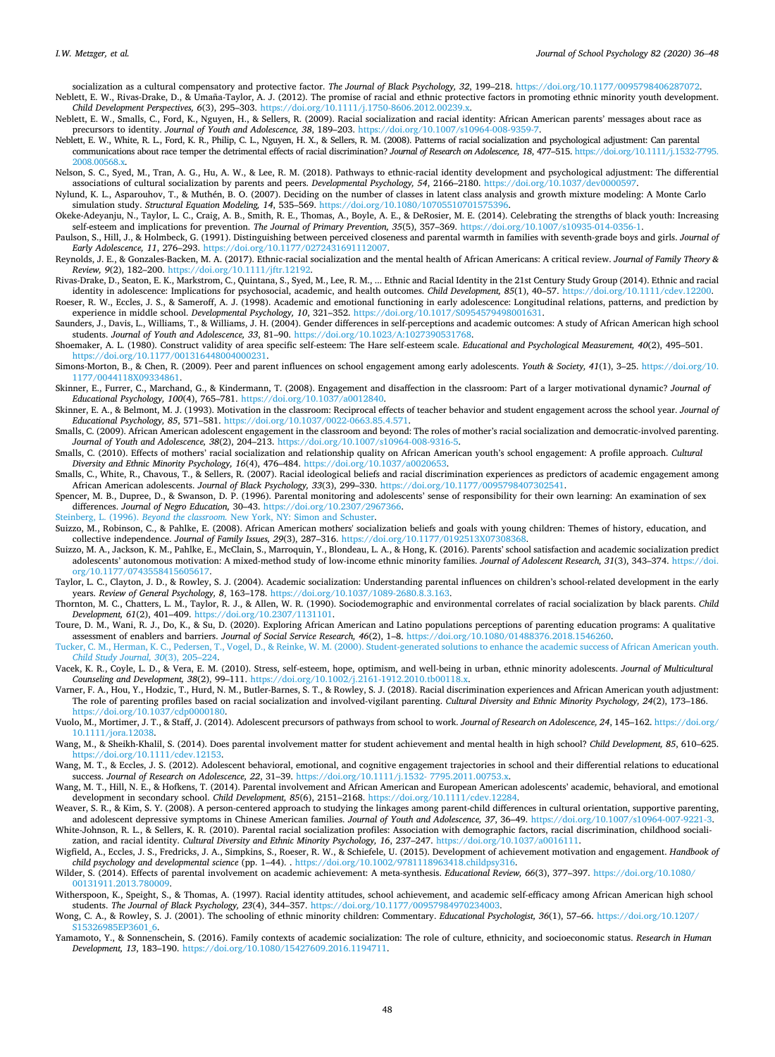socialization as a cultural compensatory and protective factor. *The Journal of Black Psychology, 32*, 199–218. https://doi.org/10.1177/0095798406287072.

Neblett, E. W., Rivas-Drake, D., & Umaña-Taylor, A. J. (2012). The promise of racial and ethnic protective factors in promoting ethnic minority youth development. *Child Development Perspectives, 6*(3), 295–303. https://doi.org/10.1111/j.1750-8606.2012.00239.x.

Neblett, E. W., Smalls, C., Ford, K., Nguyen, H., & Sellers, R. (2009). Racial socialization and racial identity: African American parents' messages about race as precursors to identity. *Journal of Youth and Adolescence, 38*, 189–203. https://doi.org/10.1007/s10964-008-9359-7.

Neblett, E. W., White, R. L., Ford, K. R., Philip, C. L., Nguyen, H. X., & Sellers, R. M. (2008). Patterns of racial socialization and psychological adjustment: Can parental communications about race temper the detrimental effects of racial discrimination? *Journal of Research on Adolescence, 18*, 477–515. https://doi.org/10.1111/j.1532-7795.2008.00568.x.

Nelson, S. C., Syed, M., Tran, A. G., Hu, A. W., & Lee, R. M. (2018). Pathways to ethnic-racial identity development and psychological adjustment: The differential associations of cultural socialization by parents and peers. *Developmental Psychology, 54*, 2166–2180. https://doi.org/10.1037/dev0000597.

Nylund, K. L., Asparouhov, T., & Muthén, B. O. (2007). Deciding on the number of classes in latent class analysis and growth mixture modeling: A Monte Carlo simulation study. *Structural Equation Modeling, 14*, 535–569. https://doi.org/10.1080/10705510701575396.

Okeke-Adeyanju, N., Taylor, L. C., Craig, A. B., Smith, R. E., Thomas, A., Boyle, A. E., & DeRosier, M. E. (2014). Celebrating the strengths of black youth: Increasing self-esteem and implications for prevention. *The Journal of Primary Prevention, 35*(5), 357–369. https://doi.org/10.1007/s10935-014-0356-1.

Paulson, S., Hill, J., & Holmbeck, G. (1991). Distinguishing between perceived closeness and parental warmth in families with seventh-grade boys and girls. *Journal of Early Adolescence, 11*, 276–293. https://doi.org/10.1177/0272431691112007.

Reynolds, J. E., & Gonzales-Backen, M. A. (2017). Ethnic-racial socialization and the mental health of African Americans: A critical review. *Journal of Family Theory & Review, 9*(2), 182–200. https://doi.org/10.1111/jftr.12192.

Rivas-Drake, D., Seaton, E. K., Markstrom, C., Quintana, S., Syed, M., Lee, R. M., ... Ethnic and Racial Identity in the 21st Century Study Group (2014). Ethnic and racial identity in adolescence: Implications for psychosocial, academic, and health outcomes. *Child Development, 85*(1), 40–57. https://doi.org/10.1111/cdev.12200.

Roeser, R. W., Eccles, J. S., & Sameroff, A. J. (1998). Academic and emotional functioning in early adolescence: Longitudinal relations, patterns, and prediction by experience in middle school. *Developmental Psychology, 10*, 321–352. https://doi.org/10.1017/S0954579498001631.

Saunders, J., Davis, L., Williams, T., & Williams, J. H. (2004). Gender differences in self-perceptions and academic outcomes: A study of African American high school students. *Journal of Youth and Adolescence, 33*, 81–90. https://doi.org/10.1023/A:1027390531768.

Shoemaker, A. L. (1980). Construct validity of area specific self-esteem: The Hare self-esteem scale. *Educational and Psychological Measurement, 40*(2), 495–501. https://doi.org/10.1177/001316448004000231.

Simons-Morton, B., & Chen, R. (2009). Peer and parent influences on school engagement among early adolescents. *Youth & Society, 41*(1), 3–25. https://doi.org/10.1177/0044118X09334861.

Skinner, E., Furrer, C., Marchand, G., & Kindermann, T. (2008). Engagement and disaffection in the classroom: Part of a larger motivational dynamic? *Journal of Educational Psychology, 100*(4), 765–781. https://doi.org/10.1037/a0012840.

Skinner, E. A., & Belmont, M. J. (1993). Motivation in the classroom: Reciprocal effects of teacher behavior and student engagement across the school year. *Journal of Educational Psychology, 85*, 571–581. https://doi.org/10.1037/0022-0663.85.4.571.

Smalls, C. (2009). African American adolescent engagement in the classroom and beyond: The roles of mother's racial socialization and democratic-involved parenting. *Journal of Youth and Adolescence, 38*(2), 204–213. https://doi.org/10.1007/s10964-008-9316-5.

Smalls, C. (2010). Effects of mothers' racial socialization and relationship quality on African American youth's school engagement: A profile approach. *Cultural Diversity and Ethnic Minority Psychology, 16*(4), 476–484. https://doi.org/10.1037/a0020653.

Smalls, C., White, R., Chavous, T., & Sellers, R. (2007). Racial ideological beliefs and racial discrimination experiences as predictors of academic engagement among African American adolescents. *Journal of Black Psychology, 33*(3), 299–330. https://doi.org/10.1177/0095798407302541.

Spencer, M. B., Dupree, D., & Swanson, D. P. (1996). Parental monitoring and adolescents' sense of responsibility for their own learning: An examination of sex differences. *Journal of Negro Education,* 30–43. https://doi.org/10.2307/2967366.

Steinberg, L. (1996). *Beyond the classroom.* New York, NY: Simon and Schuster.

Suizzo, M., Robinson, C., & Pahlke, E. (2008). African American mothers' socialization beliefs and goals with young children: Themes of history, education, and collective independence. *Journal of Family Issues, 29*(3), 287–316. https://doi.org/10.1177/0192513X07308368.

Suizzo, M. A., Jackson, K. M., Pahlke, E., McClain, S., Marroquin, Y., Blondeau, L. A., & Hong, K. (2016). Parents' school satisfaction and academic socialization predict adolescents' autonomous motivation: A mixed-method study of low-income ethnic minority families. *Journal of Adolescent Research, 31*(3), 343–374. https://doi.org/10.1177/0743558415605617.

Taylor, L. C., Clayton, J. D., & Rowley, S. J. (2004). Academic socialization: Understanding parental influences on children's school-related development in the early years. *Review of General Psychology, 8*, 163–178. https://doi.org/10.1037/1089-2680.8.3.163.

Thornton, M. C., Chatters, L. M., Taylor, R. J., & Allen, W. R. (1990). Sociodemographic and environmental correlates of racial socialization by black parents. *Child Development, 61*(2), 401–409. https://doi.org/10.2307/1131101.

Toure, D. M., Wani, R. J., Do, K., & Su, D. (2020). Exploring African American and Latino populations perceptions of parenting education programs: A qualitative assessment of enablers and barriers. *Journal of Social Service Research, 46*(2), 1–8. https://doi.org/10.1080/01488376.2018.1546260.

Tucker, C. M., Herman, K. C., Pedersen, T., Vogel, D., & Reinke, W. M. (2000). Student-generated solutions to enhance the academic success of African American youth. *Child Study Journal, 30*(3), 205–224.

Vacek, K. R., Coyle, L. D., & Vera, E. M. (2010). Stress, self-esteem, hope, optimism, and well-being in urban, ethnic minority adolescents. *Journal of Multicultural Counseling and Development, 38*(2), 99–111. https://doi.org/10.1002/j.2161-1912.2010.tb00118.x.

Varner, F. A., Hou, Y., Hodzic, T., Hurd, N. M., Butler-Barnes, S. T., & Rowley, S. J. (2018). Racial discrimination experiences and African American youth adjustment: The role of parenting profiles based on racial socialization and involved-vigilant parenting. *Cultural Diversity and Ethnic Minority Psychology, 24*(2), 173–186. https://doi.org/10.1037/cdp0000180.

Vuolo, M., Mortimer, J. T., & Staff, J. (2014). Adolescent precursors of pathways from school to work. *Journal of Research on Adolescence, 24*, 145–162. https://doi.org/10.1111/jora.12038.

Wang, M., & Sheikh-Khalil, S. (2014). Does parental involvement matter for student achievement and mental health in high school? *Child Development, 85*, 610–625. https://doi.org/10.1111/cdev.12153.

Wang, M. T., & Eccles, J. S. (2012). Adolescent behavioral, emotional, and cognitive engagement trajectories in school and their differential relations to educational success. *Journal of Research on Adolescence, 22*, 31–39. https://doi.org/10.1111/j.1532- 7795.2011.00753.x.

Wang, M. T., Hill, N. E., & Hofkens, T. (2014). Parental involvement and African American and European American adolescents' academic, behavioral, and emotional development in secondary school. *Child Development, 85*(6), 2151–2168. https://doi.org/10.1111/cdev.12284.

Weaver, S. R., & Kim, S. Y. (2008). A person-centered approach to studying the linkages among parent-child differences in cultural orientation, supportive parenting, and adolescent depressive symptoms in Chinese American families. *Journal of Youth and Adolescence, 37*, 36–49. https://doi.org/10.1007/s10964-007-9221-3.

White-Johnson, R. L., & Sellers, K. R. (2010). Parental racial socialization profiles: Association with demographic factors, racial discrimination, childhood socialization, and racial identity. *Cultural Diversity and Ethnic Minority Psychology, 16*, 237–247. https://doi.org/10.1037/a0016111.

Wigfield, A., Eccles, J. S., Fredricks, J. A., Simpkins, S., Roeser, R. W., & Schiefele, U. (2015). Development of achievement motivation and engagement. *Handbook of child psychology and developmental science* (pp. 1–44). . https://doi.org/10.1002/9781118963418.childpsy316.

Wilder, S. (2014). Effects of parental involvement on academic achievement: A meta-synthesis. *Educational Review, 66*(3), 377–397. https://doi.org/10.1080/00131911.2013.780009.

Witherspoon, K., Speight, S., & Thomas, A. (1997). Racial identity attitudes, school achievement, and academic self-efficacy among African American high school students. *The Journal of Black Psychology, 23*(4), 344–357. https://doi.org/10.1177/00957984970234003.

Wong, C. A., & Rowley, S. J. (2001). The schooling of ethnic minority children: Commentary. *Educational Psychologist, 36*(1), 57–66. https://doi.org/10.1207/S15326985EP3601_6.

Yamamoto, Y., & Sonnenschein, S. (2016). Family contexts of academic socialization: The role of culture, ethnicity, and socioeconomic status. *Research in Human Development, 13*, 183–190. https://doi.org/10.1080/15427609.2016.1194711.